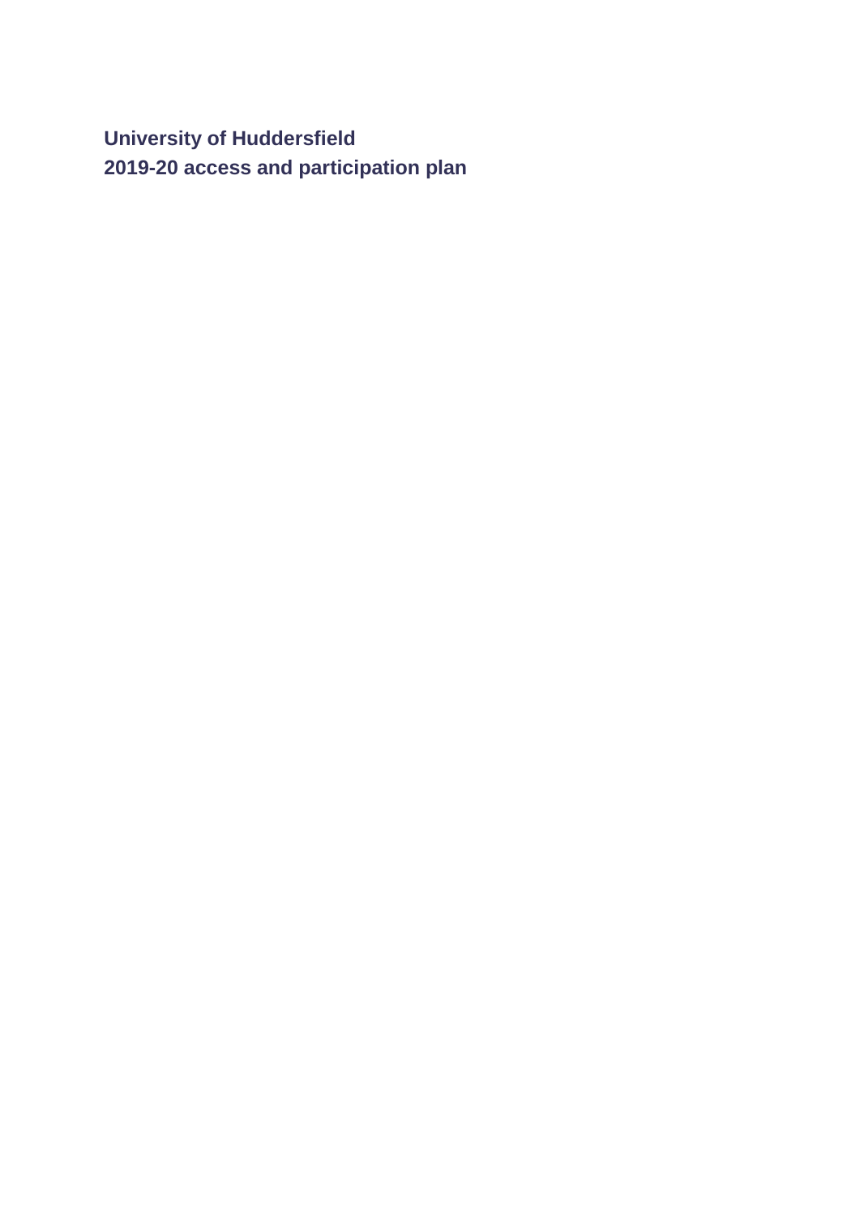# University of Huddersfield
# 2019-20 access and participation plan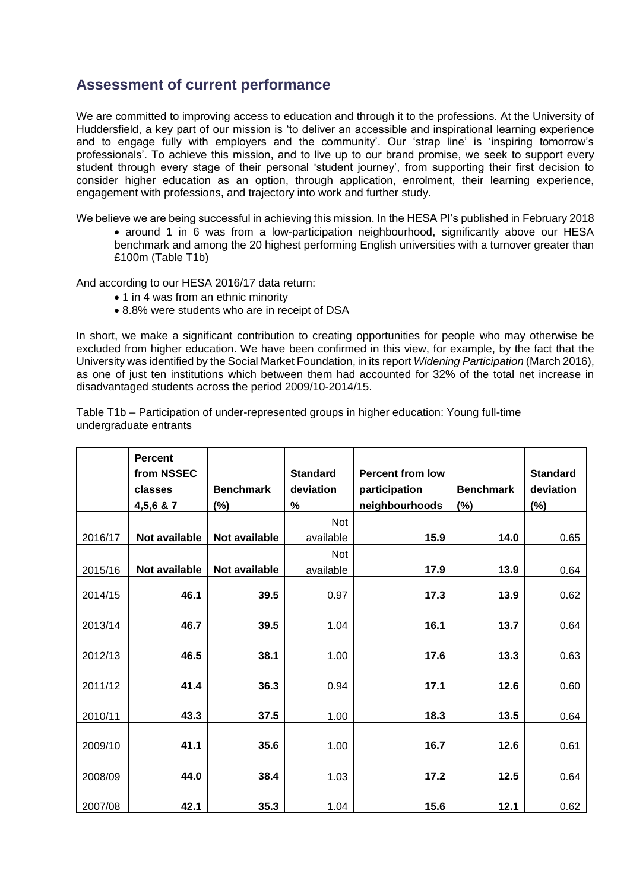## Assessment of current performance

We are committed to improving access to education and through it to the professions. At the University of Huddersfield, a key part of our mission is 'to deliver an accessible and inspirational learning experience and to engage fully with employers and the community'. Our 'strap line' is 'inspiring tomorrow's professionals'. To achieve this mission, and to live up to our brand promise, we seek to support every student through every stage of their personal 'student journey', from supporting their first decision to consider higher education as an option, through application, enrolment, their learning experience, engagement with professions, and trajectory into work and further study.

We believe we are being successful in achieving this mission. In the HESA PI's published in February 2018

- around 1 in 6 was from a low-participation neighbourhood, significantly above our HESA benchmark and among the 20 highest performing English universities with a turnover greater than £100m (Table T1b)

And according to our HESA 2016/17 data return:

- 1 in 4 was from an ethnic minority
- 8.8% were students who are in receipt of DSA

In short, we make a significant contribution to creating opportunities for people who may otherwise be excluded from higher education. We have been confirmed in this view, for example, by the fact that the University was identified by the Social Market Foundation, in its report *Widening Participation* (March 2016), as one of just ten institutions which between them had accounted for 32% of the total net increase in disadvantaged students across the period 2009/10-2014/15.

Table T1b – Participation of under-represented groups in higher education: Young full-time undergraduate entrants

| | Percent from NSSEC classes 4,5,6 & 7 | Benchmark (%) | Standard deviation % | Percent from low participation neighbourhoods | Benchmark (%) | Standard deviation (%) |
|---|---|---|---|---|---|---|
| 2016/17 | **Not available** | **Not available** | Not available | **15.9** | **14.0** | 0.65 |
| 2015/16 | **Not available** | **Not available** | Not available | **17.9** | **13.9** | 0.64 |
| 2014/15 | **46.1** | **39.5** | 0.97 | **17.3** | **13.9** | 0.62 |
| 2013/14 | **46.7** | **39.5** | 1.04 | **16.1** | **13.7** | 0.64 |
| 2012/13 | **46.5** | **38.1** | 1.00 | **17.6** | **13.3** | 0.63 |
| 2011/12 | **41.4** | **36.3** | 0.94 | **17.1** | **12.6** | 0.60 |
| 2010/11 | **43.3** | **37.5** | 1.00 | **18.3** | **13.5** | 0.64 |
| 2009/10 | **41.1** | **35.6** | 1.00 | **16.7** | **12.6** | 0.61 |
| 2008/09 | **44.0** | **38.4** | 1.03 | **17.2** | **12.5** | 0.64 |
| 2007/08 | **42.1** | **35.3** | 1.04 | **15.6** | **12.1** | 0.62 |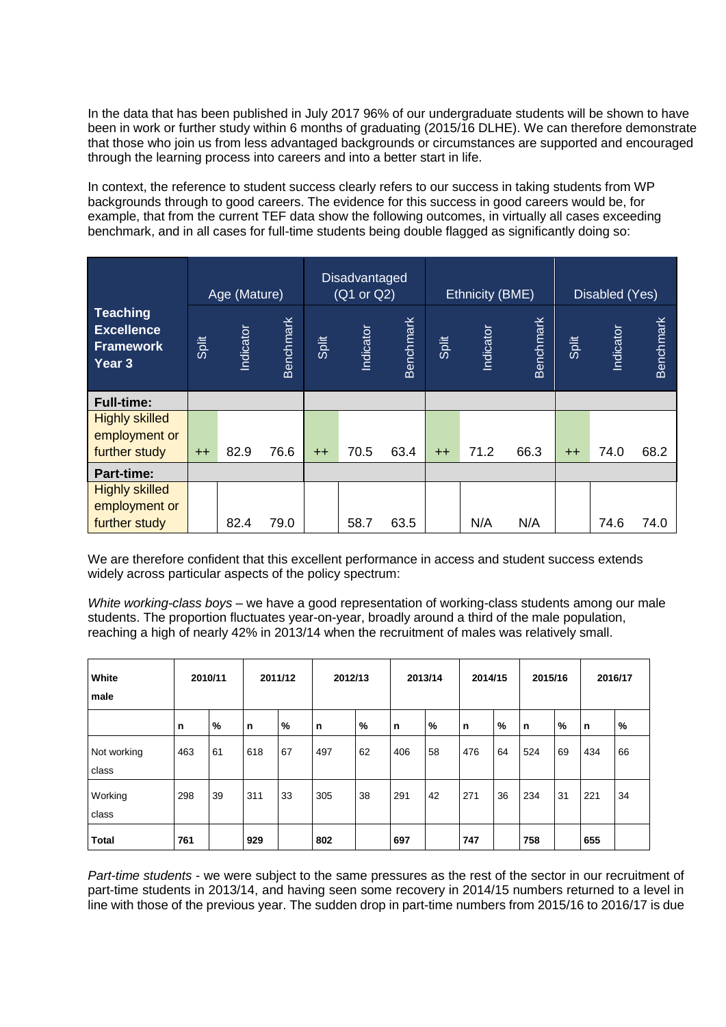In the data that has been published in July 2017 96% of our undergraduate students will be shown to have been in work or further study within 6 months of graduating (2015/16 DLHE). We can therefore demonstrate that those who join us from less advantaged backgrounds or circumstances are supported and encouraged through the learning process into careers and into a better start in life.

In context, the reference to student success clearly refers to our success in taking students from WP backgrounds through to good careers. The evidence for this success in good careers would be, for example, that from the current TEF data show the following outcomes, in virtually all cases exceeding benchmark, and in all cases for full-time students being double flagged as significantly doing so:

| **Teaching Excellence Framework Year 3** | Age (Mature) | | | Disadvantaged (Q1 or Q2) | | | Ethnicity (BME) | | | Disabled (Yes) | | |
|---|---|---|---|---|---|---|---|---|---|---|---|---|
| | Split | Indicator | Benchmark | Split | Indicator | Benchmark | Split | Indicator | Benchmark | Split | Indicator | Benchmark |
| **Full-time:** | | | | | | | | | | | | |
| Highly skilled employment or further study | ++ | 82.9 | 76.6 | ++ | 70.5 | 63.4 | ++ | 71.2 | 66.3 | ++ | 74.0 | 68.2 |
| **Part-time:** | | | | | | | | | | | | |
| Highly skilled employment or further study | | 82.4 | 79.0 | | 58.7 | 63.5 | | N/A | N/A | | 74.6 | 74.0 |

We are therefore confident that this excellent performance in access and student success extends widely across particular aspects of the policy spectrum:

*White working-class boys* – we have a good representation of working-class students among our male students. The proportion fluctuates year-on-year, broadly around a third of the male population, reaching a high of nearly 42% in 2013/14 when the recruitment of males was relatively small.

| **White male** | **2010/11** | | **2011/12** | | **2012/13** | | **2013/14** | | **2014/15** | | **2015/16** | | **2016/17** | |
|---|---|---|---|---|---|---|---|---|---|---|---|---|---|---|
| | **n** | **%** | **n** | **%** | **n** | **%** | **n** | **%** | **n** | **%** | **n** | **%** | **n** | **%** |
| Not working class | 463 | 61 | 618 | 67 | 497 | 62 | 406 | 58 | 476 | 64 | 524 | 69 | 434 | 66 |
| Working class | 298 | 39 | 311 | 33 | 305 | 38 | 291 | 42 | 271 | 36 | 234 | 31 | 221 | 34 |
| **Total** | **761** | | **929** | | **802** | | **697** | | **747** | | **758** | | **655** | |

*Part-time students* - we were subject to the same pressures as the rest of the sector in our recruitment of part-time students in 2013/14, and having seen some recovery in 2014/15 numbers returned to a level in line with those of the previous year. The sudden drop in part-time numbers from 2015/16 to 2016/17 is due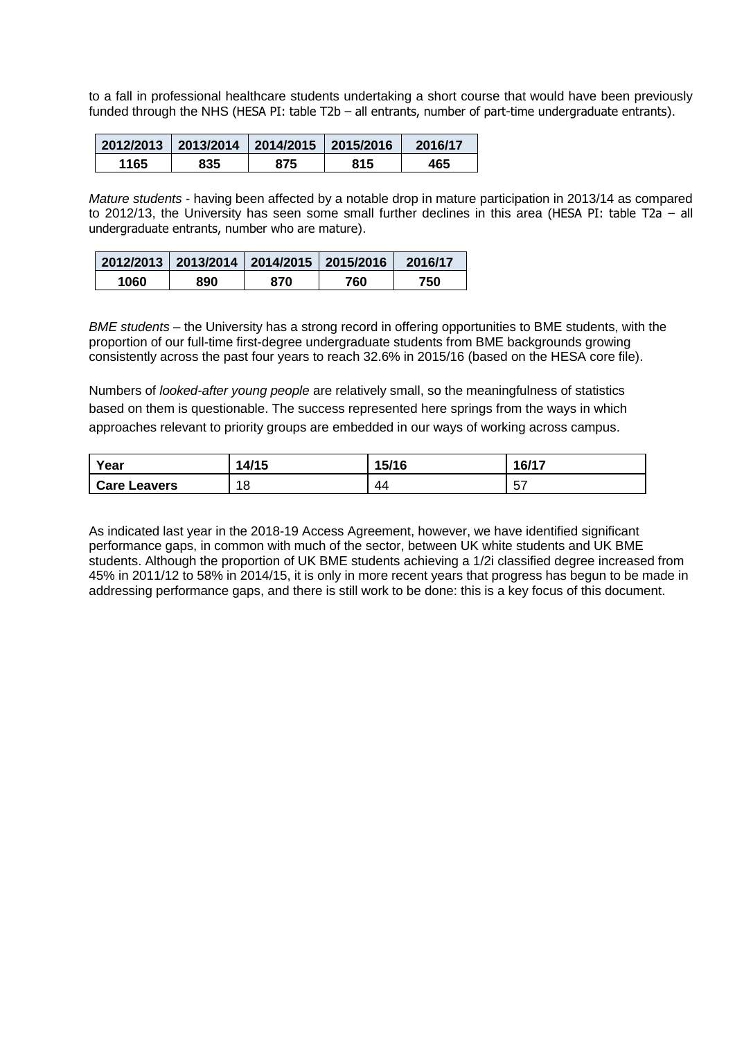to a fall in professional healthcare students undertaking a short course that would have been previously funded through the NHS (HESA PI: table T2b – all entrants, number of part-time undergraduate entrants).

| 2012/2013 | 2013/2014 | 2014/2015 | 2015/2016 | 2016/17 |
|---|---|---|---|---|
| 1165 | 835 | 875 | 815 | 465 |

*Mature students* - having been affected by a notable drop in mature participation in 2013/14 as compared to 2012/13, the University has seen some small further declines in this area (HESA PI: table T2a – all undergraduate entrants, number who are mature).

| 2012/2013 | 2013/2014 | 2014/2015 | 2015/2016 | 2016/17 |
|---|---|---|---|---|
| 1060 | 890 | 870 | 760 | 750 |

*BME students* – the University has a strong record in offering opportunities to BME students, with the proportion of our full-time first-degree undergraduate students from BME backgrounds growing consistently across the past four years to reach 32.6% in 2015/16 (based on the HESA core file).

Numbers of *looked-after young people* are relatively small, so the meaningfulness of statistics based on them is questionable. The success represented here springs from the ways in which approaches relevant to priority groups are embedded in our ways of working across campus.

| Year | 14/15 | 15/16 | 16/17 |
|---|---|---|---|
| **Care Leavers** | 18 | 44 | 57 |

As indicated last year in the 2018-19 Access Agreement, however, we have identified significant performance gaps, in common with much of the sector, between UK white students and UK BME students. Although the proportion of UK BME students achieving a 1/2i classified degree increased from 45% in 2011/12 to 58% in 2014/15, it is only in more recent years that progress has begun to be made in addressing performance gaps, and there is still work to be done: this is a key focus of this document.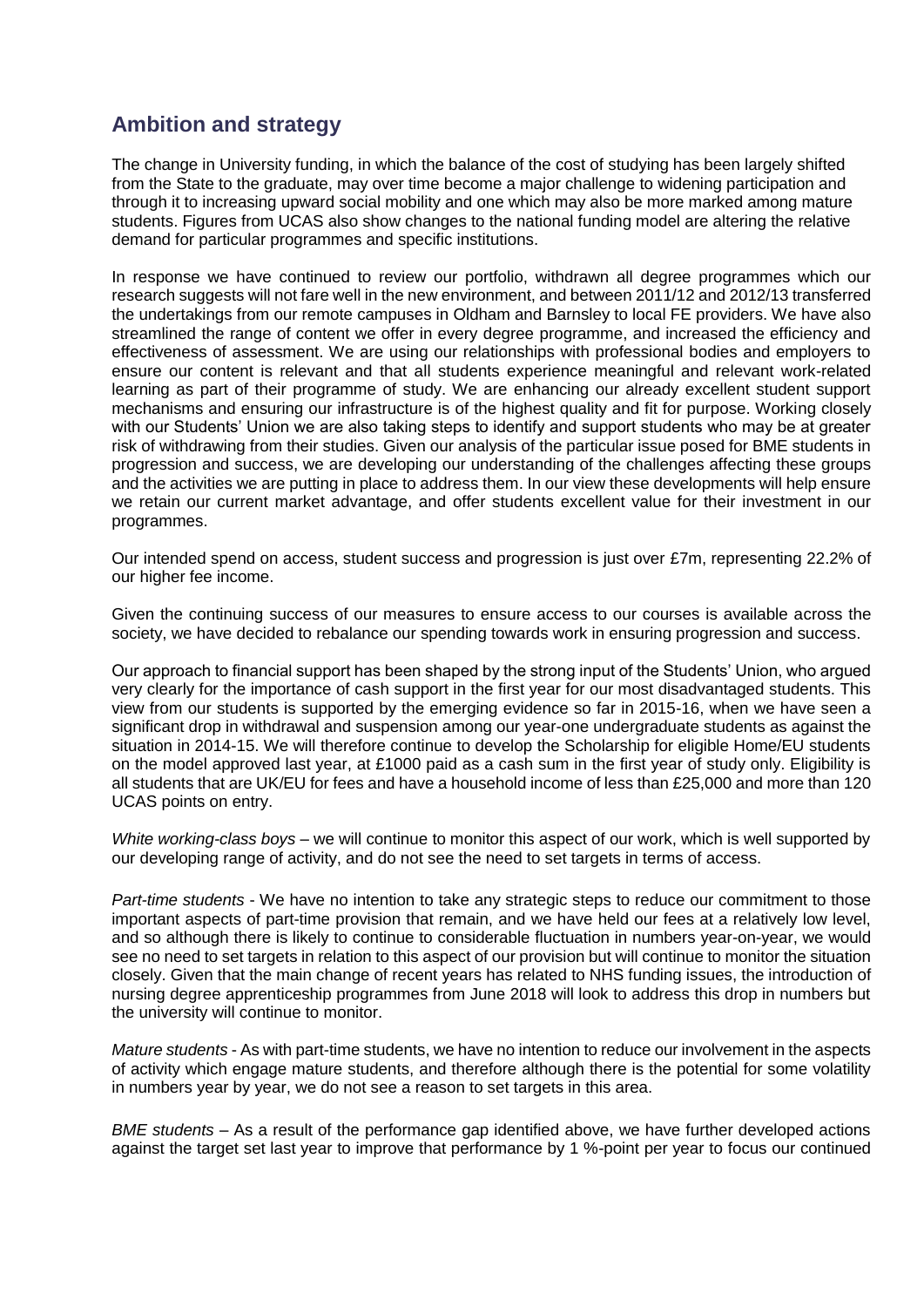## Ambition and strategy

The change in University funding, in which the balance of the cost of studying has been largely shifted from the State to the graduate, may over time become a major challenge to widening participation and through it to increasing upward social mobility and one which may also be more marked among mature students. Figures from UCAS also show changes to the national funding model are altering the relative demand for particular programmes and specific institutions.

In response we have continued to review our portfolio, withdrawn all degree programmes which our research suggests will not fare well in the new environment, and between 2011/12 and 2012/13 transferred the undertakings from our remote campuses in Oldham and Barnsley to local FE providers. We have also streamlined the range of content we offer in every degree programme, and increased the efficiency and effectiveness of assessment. We are using our relationships with professional bodies and employers to ensure our content is relevant and that all students experience meaningful and relevant work-related learning as part of their programme of study. We are enhancing our already excellent student support mechanisms and ensuring our infrastructure is of the highest quality and fit for purpose. Working closely with our Students' Union we are also taking steps to identify and support students who may be at greater risk of withdrawing from their studies. Given our analysis of the particular issue posed for BME students in progression and success, we are developing our understanding of the challenges affecting these groups and the activities we are putting in place to address them. In our view these developments will help ensure we retain our current market advantage, and offer students excellent value for their investment in our programmes.

Our intended spend on access, student success and progression is just over £7m, representing 22.2% of our higher fee income.

Given the continuing success of our measures to ensure access to our courses is available across the society, we have decided to rebalance our spending towards work in ensuring progression and success.

Our approach to financial support has been shaped by the strong input of the Students' Union, who argued very clearly for the importance of cash support in the first year for our most disadvantaged students. This view from our students is supported by the emerging evidence so far in 2015-16, when we have seen a significant drop in withdrawal and suspension among our year-one undergraduate students as against the situation in 2014-15. We will therefore continue to develop the Scholarship for eligible Home/EU students on the model approved last year, at £1000 paid as a cash sum in the first year of study only. Eligibility is all students that are UK/EU for fees and have a household income of less than £25,000 and more than 120 UCAS points on entry.

*White working-class boys* – we will continue to monitor this aspect of our work, which is well supported by our developing range of activity, and do not see the need to set targets in terms of access.

*Part-time students* - We have no intention to take any strategic steps to reduce our commitment to those important aspects of part-time provision that remain, and we have held our fees at a relatively low level, and so although there is likely to continue to considerable fluctuation in numbers year-on-year, we would see no need to set targets in relation to this aspect of our provision but will continue to monitor the situation closely. Given that the main change of recent years has related to NHS funding issues, the introduction of nursing degree apprenticeship programmes from June 2018 will look to address this drop in numbers but the university will continue to monitor.

*Mature students* - As with part-time students, we have no intention to reduce our involvement in the aspects of activity which engage mature students, and therefore although there is the potential for some volatility in numbers year by year, we do not see a reason to set targets in this area.

*BME students* – As a result of the performance gap identified above, we have further developed actions against the target set last year to improve that performance by 1 %-point per year to focus our continued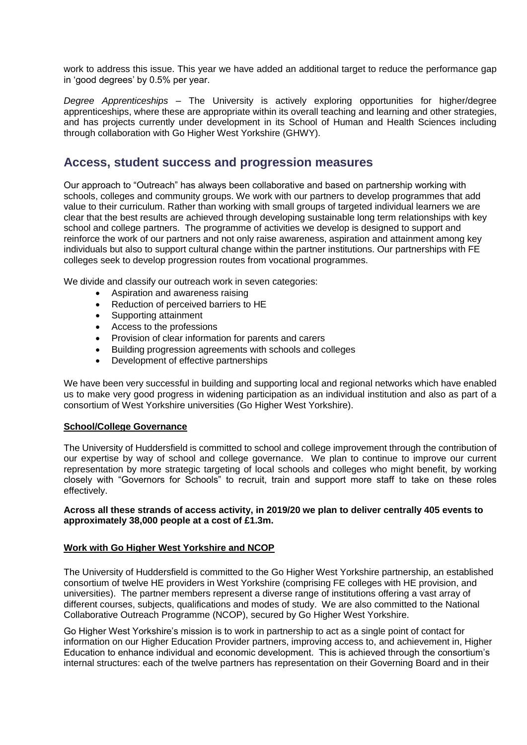work to address this issue. This year we have added an additional target to reduce the performance gap in 'good degrees' by 0.5% per year.

*Degree Apprenticeships* – The University is actively exploring opportunities for higher/degree apprenticeships, where these are appropriate within its overall teaching and learning and other strategies, and has projects currently under development in its School of Human and Health Sciences including through collaboration with Go Higher West Yorkshire (GHWY).

## Access, student success and progression measures

Our approach to "Outreach" has always been collaborative and based on partnership working with schools, colleges and community groups. We work with our partners to develop programmes that add value to their curriculum. Rather than working with small groups of targeted individual learners we are clear that the best results are achieved through developing sustainable long term relationships with key school and college partners. The programme of activities we develop is designed to support and reinforce the work of our partners and not only raise awareness, aspiration and attainment among key individuals but also to support cultural change within the partner institutions. Our partnerships with FE colleges seek to develop progression routes from vocational programmes.

We divide and classify our outreach work in seven categories:

- Aspiration and awareness raising
- Reduction of perceived barriers to HE
- Supporting attainment
- Access to the professions
- Provision of clear information for parents and carers
- Building progression agreements with schools and colleges
- Development of effective partnerships

We have been very successful in building and supporting local and regional networks which have enabled us to make very good progress in widening participation as an individual institution and also as part of a consortium of West Yorkshire universities (Go Higher West Yorkshire).

**School/College Governance**

The University of Huddersfield is committed to school and college improvement through the contribution of our expertise by way of school and college governance. We plan to continue to improve our current representation by more strategic targeting of local schools and colleges who might benefit, by working closely with "Governors for Schools" to recruit, train and support more staff to take on these roles effectively.

**Across all these strands of access activity, in 2019/20 we plan to deliver centrally 405 events to approximately 38,000 people at a cost of £1.3m.**

**Work with Go Higher West Yorkshire and NCOP**

The University of Huddersfield is committed to the Go Higher West Yorkshire partnership, an established consortium of twelve HE providers in West Yorkshire (comprising FE colleges with HE provision, and universities). The partner members represent a diverse range of institutions offering a vast array of different courses, subjects, qualifications and modes of study. We are also committed to the National Collaborative Outreach Programme (NCOP), secured by Go Higher West Yorkshire.

Go Higher West Yorkshire's mission is to work in partnership to act as a single point of contact for information on our Higher Education Provider partners, improving access to, and achievement in, Higher Education to enhance individual and economic development. This is achieved through the consortium's internal structures: each of the twelve partners has representation on their Governing Board and in their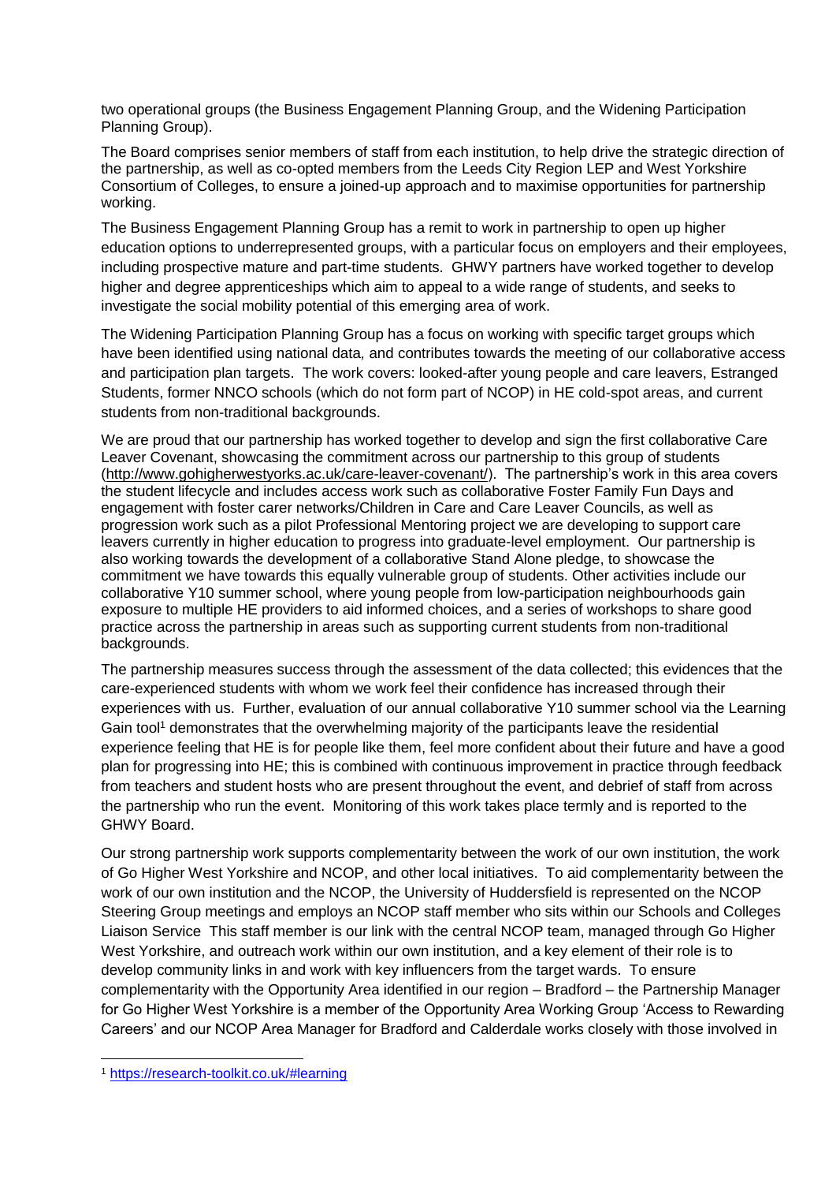two operational groups (the Business Engagement Planning Group, and the Widening Participation Planning Group).

The Board comprises senior members of staff from each institution, to help drive the strategic direction of the partnership, as well as co-opted members from the Leeds City Region LEP and West Yorkshire Consortium of Colleges, to ensure a joined-up approach and to maximise opportunities for partnership working.

The Business Engagement Planning Group has a remit to work in partnership to open up higher education options to underrepresented groups, with a particular focus on employers and their employees, including prospective mature and part-time students. GHWY partners have worked together to develop higher and degree apprenticeships which aim to appeal to a wide range of students, and seeks to investigate the social mobility potential of this emerging area of work.

The Widening Participation Planning Group has a focus on working with specific target groups which have been identified using national data, and contributes towards the meeting of our collaborative access and participation plan targets. The work covers: looked-after young people and care leavers, Estranged Students, former NNCO schools (which do not form part of NCOP) in HE cold-spot areas, and current students from non-traditional backgrounds.

We are proud that our partnership has worked together to develop and sign the first collaborative Care Leaver Covenant, showcasing the commitment across our partnership to this group of students (http://www.gohigherwestyorks.ac.uk/care-leaver-covenant/). The partnership's work in this area covers the student lifecycle and includes access work such as collaborative Foster Family Fun Days and engagement with foster carer networks/Children in Care and Care Leaver Councils, as well as progression work such as a pilot Professional Mentoring project we are developing to support care leavers currently in higher education to progress into graduate-level employment. Our partnership is also working towards the development of a collaborative Stand Alone pledge, to showcase the commitment we have towards this equally vulnerable group of students. Other activities include our collaborative Y10 summer school, where young people from low-participation neighbourhoods gain exposure to multiple HE providers to aid informed choices, and a series of workshops to share good practice across the partnership in areas such as supporting current students from non-traditional backgrounds.

The partnership measures success through the assessment of the data collected; this evidences that the care-experienced students with whom we work feel their confidence has increased through their experiences with us. Further, evaluation of our annual collaborative Y10 summer school via the Learning Gain tool[1] demonstrates that the overwhelming majority of the participants leave the residential experience feeling that HE is for people like them, feel more confident about their future and have a good plan for progressing into HE; this is combined with continuous improvement in practice through feedback from teachers and student hosts who are present throughout the event, and debrief of staff from across the partnership who run the event. Monitoring of this work takes place termly and is reported to the GHWY Board.

Our strong partnership work supports complementarity between the work of our own institution, the work of Go Higher West Yorkshire and NCOP, and other local initiatives. To aid complementarity between the work of our own institution and the NCOP, the University of Huddersfield is represented on the NCOP Steering Group meetings and employs an NCOP staff member who sits within our Schools and Colleges Liaison Service This staff member is our link with the central NCOP team, managed through Go Higher West Yorkshire, and outreach work within our own institution, and a key element of their role is to develop community links in and work with key influencers from the target wards. To ensure complementarity with the Opportunity Area identified in our region – Bradford – the Partnership Manager for Go Higher West Yorkshire is a member of the Opportunity Area Working Group 'Access to Rewarding Careers' and our NCOP Area Manager for Bradford and Calderdale works closely with those involved in

[1] https://research-toolkit.co.uk/#learning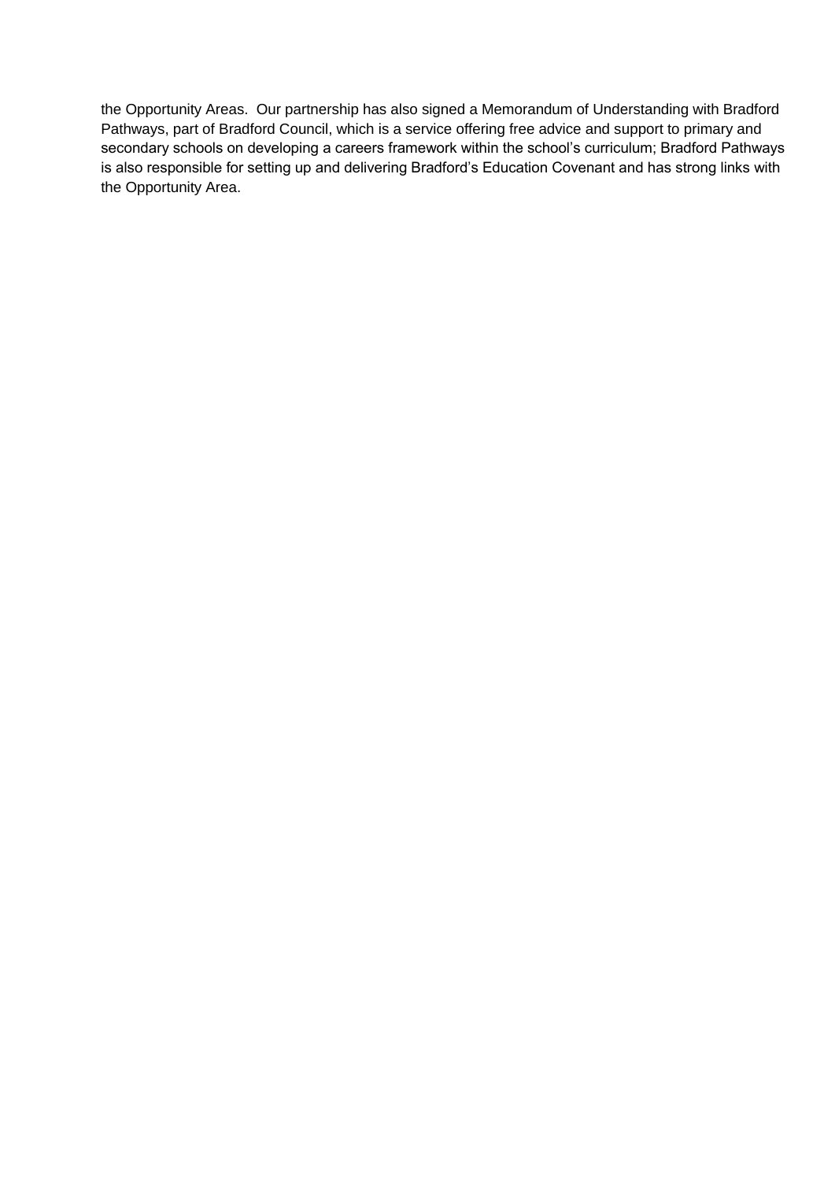the Opportunity Areas.  Our partnership has also signed a Memorandum of Understanding with Bradford Pathways, part of Bradford Council, which is a service offering free advice and support to primary and secondary schools on developing a careers framework within the school's curriculum; Bradford Pathways is also responsible for setting up and delivering Bradford's Education Covenant and has strong links with the Opportunity Area.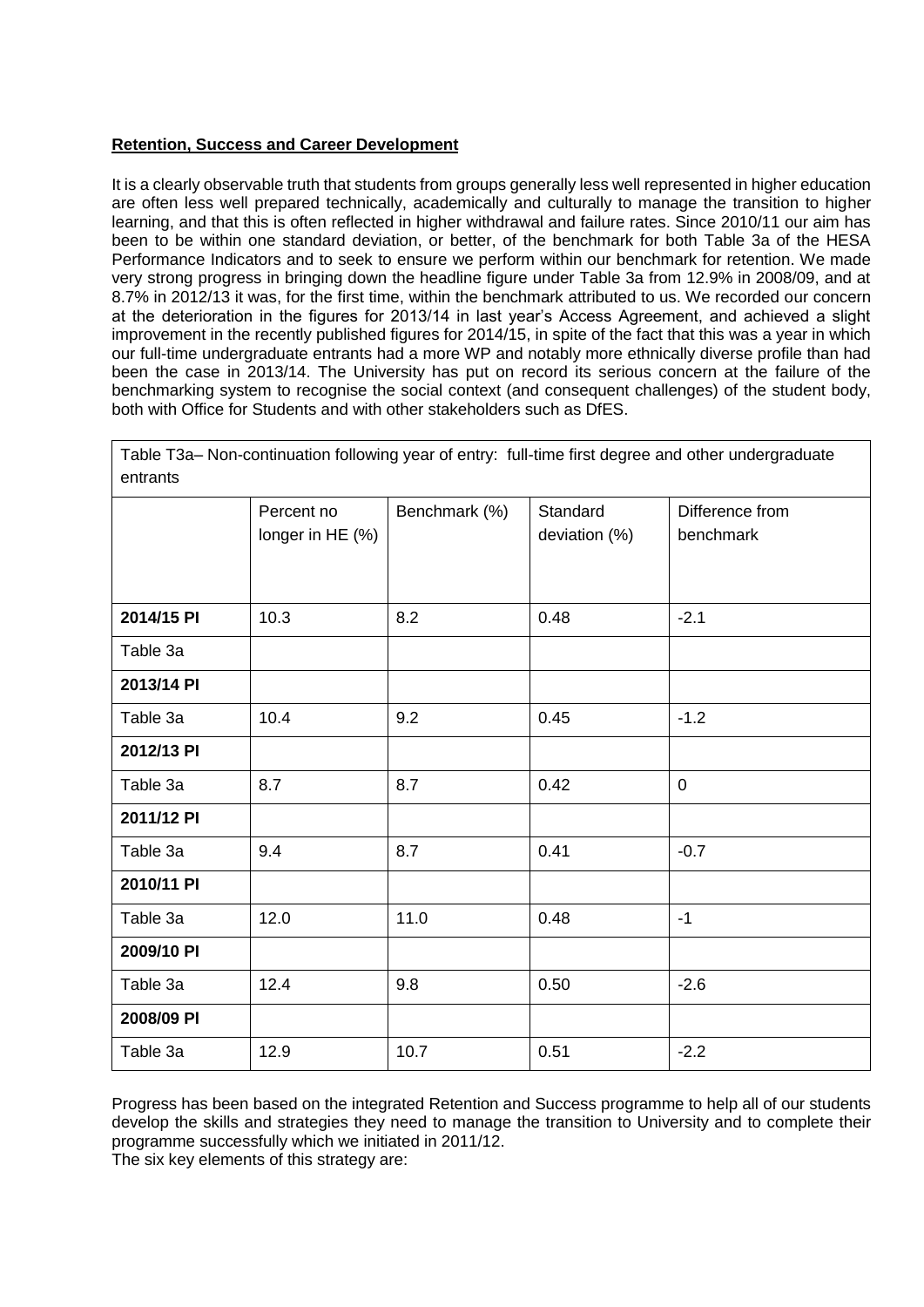**Retention, Success and Career Development**

It is a clearly observable truth that students from groups generally less well represented in higher education are often less well prepared technically, academically and culturally to manage the transition to higher learning, and that this is often reflected in higher withdrawal and failure rates. Since 2010/11 our aim has been to be within one standard deviation, or better, of the benchmark for both Table 3a of the HESA Performance Indicators and to seek to ensure we perform within our benchmark for retention. We made very strong progress in bringing down the headline figure under Table 3a from 12.9% in 2008/09, and at 8.7% in 2012/13 it was, for the first time, within the benchmark attributed to us. We recorded our concern at the deterioration in the figures for 2013/14 in last year's Access Agreement, and achieved a slight improvement in the recently published figures for 2014/15, in spite of the fact that this was a year in which our full-time undergraduate entrants had a more WP and notably more ethnically diverse profile than had been the case in 2013/14. The University has put on record its serious concern at the failure of the benchmarking system to recognise the social context (and consequent challenges) of the student body, both with Office for Students and with other stakeholders such as DfES.

Table T3a– Non-continuation following year of entry: full-time first degree and other undergraduate entrants

| | Percent no longer in HE (%) | Benchmark (%) | Standard deviation (%) | Difference from benchmark |
|---|---|---|---|---|
| **2014/15 PI** | 10.3 | 8.2 | 0.48 | -2.1 |
| Table 3a | | | | |
| **2013/14 PI** | | | | |
| Table 3a | 10.4 | 9.2 | 0.45 | -1.2 |
| **2012/13 PI** | | | | |
| Table 3a | 8.7 | 8.7 | 0.42 | 0 |
| **2011/12 PI** | | | | |
| Table 3a | 9.4 | 8.7 | 0.41 | -0.7 |
| **2010/11 PI** | | | | |
| Table 3a | 12.0 | 11.0 | 0.48 | -1 |
| **2009/10 PI** | | | | |
| Table 3a | 12.4 | 9.8 | 0.50 | -2.6 |
| **2008/09 PI** | | | | |
| Table 3a | 12.9 | 10.7 | 0.51 | -2.2 |

Progress has been based on the integrated Retention and Success programme to help all of our students develop the skills and strategies they need to manage the transition to University and to complete their programme successfully which we initiated in 2011/12.

The six key elements of this strategy are: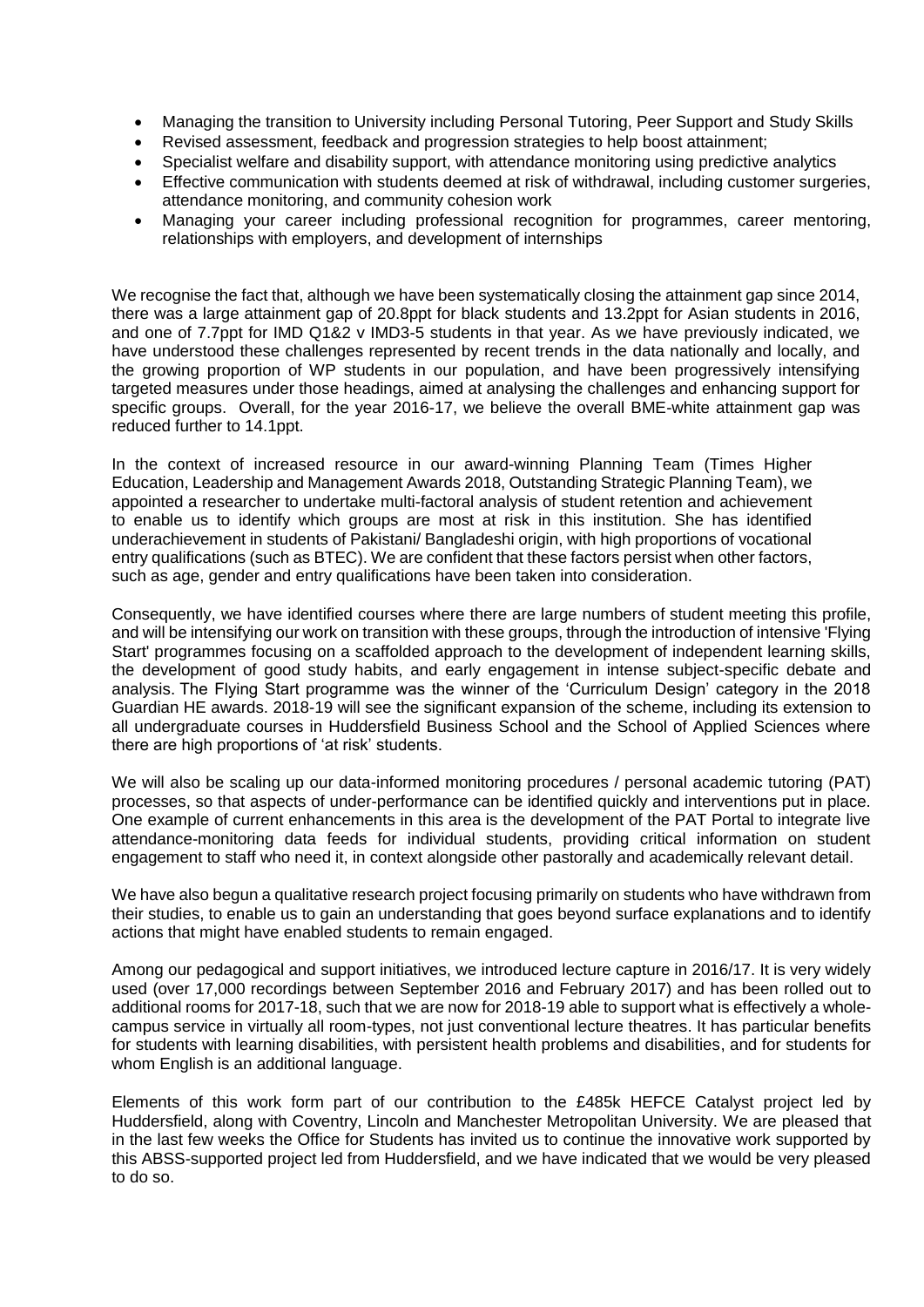- Managing the transition to University including Personal Tutoring, Peer Support and Study Skills
- Revised assessment, feedback and progression strategies to help boost attainment;
- Specialist welfare and disability support, with attendance monitoring using predictive analytics
- Effective communication with students deemed at risk of withdrawal, including customer surgeries, attendance monitoring, and community cohesion work
- Managing your career including professional recognition for programmes, career mentoring, relationships with employers, and development of internships

We recognise the fact that, although we have been systematically closing the attainment gap since 2014, there was a large attainment gap of 20.8ppt for black students and 13.2ppt for Asian students in 2016, and one of 7.7ppt for IMD Q1&2 v IMD3-5 students in that year. As we have previously indicated, we have understood these challenges represented by recent trends in the data nationally and locally, and the growing proportion of WP students in our population, and have been progressively intensifying targeted measures under those headings, aimed at analysing the challenges and enhancing support for specific groups. Overall, for the year 2016-17, we believe the overall BME-white attainment gap was reduced further to 14.1ppt.

In the context of increased resource in our award-winning Planning Team (Times Higher Education, Leadership and Management Awards 2018, Outstanding Strategic Planning Team), we appointed a researcher to undertake multi-factoral analysis of student retention and achievement to enable us to identify which groups are most at risk in this institution. She has identified underachievement in students of Pakistani/ Bangladeshi origin, with high proportions of vocational entry qualifications (such as BTEC). We are confident that these factors persist when other factors, such as age, gender and entry qualifications have been taken into consideration.

Consequently, we have identified courses where there are large numbers of student meeting this profile, and will be intensifying our work on transition with these groups, through the introduction of intensive 'Flying Start' programmes focusing on a scaffolded approach to the development of independent learning skills, the development of good study habits, and early engagement in intense subject-specific debate and analysis. The Flying Start programme was the winner of the 'Curriculum Design' category in the 2018 Guardian HE awards. 2018-19 will see the significant expansion of the scheme, including its extension to all undergraduate courses in Huddersfield Business School and the School of Applied Sciences where there are high proportions of 'at risk' students.

We will also be scaling up our data-informed monitoring procedures / personal academic tutoring (PAT) processes, so that aspects of under-performance can be identified quickly and interventions put in place. One example of current enhancements in this area is the development of the PAT Portal to integrate live attendance-monitoring data feeds for individual students, providing critical information on student engagement to staff who need it, in context alongside other pastorally and academically relevant detail.

We have also begun a qualitative research project focusing primarily on students who have withdrawn from their studies, to enable us to gain an understanding that goes beyond surface explanations and to identify actions that might have enabled students to remain engaged.

Among our pedagogical and support initiatives, we introduced lecture capture in 2016/17. It is very widely used (over 17,000 recordings between September 2016 and February 2017) and has been rolled out to additional rooms for 2017-18, such that we are now for 2018-19 able to support what is effectively a whole-campus service in virtually all room-types, not just conventional lecture theatres. It has particular benefits for students with learning disabilities, with persistent health problems and disabilities, and for students for whom English is an additional language.

Elements of this work form part of our contribution to the £485k HEFCE Catalyst project led by Huddersfield, along with Coventry, Lincoln and Manchester Metropolitan University. We are pleased that in the last few weeks the Office for Students has invited us to continue the innovative work supported by this ABSS-supported project led from Huddersfield, and we have indicated that we would be very pleased to do so.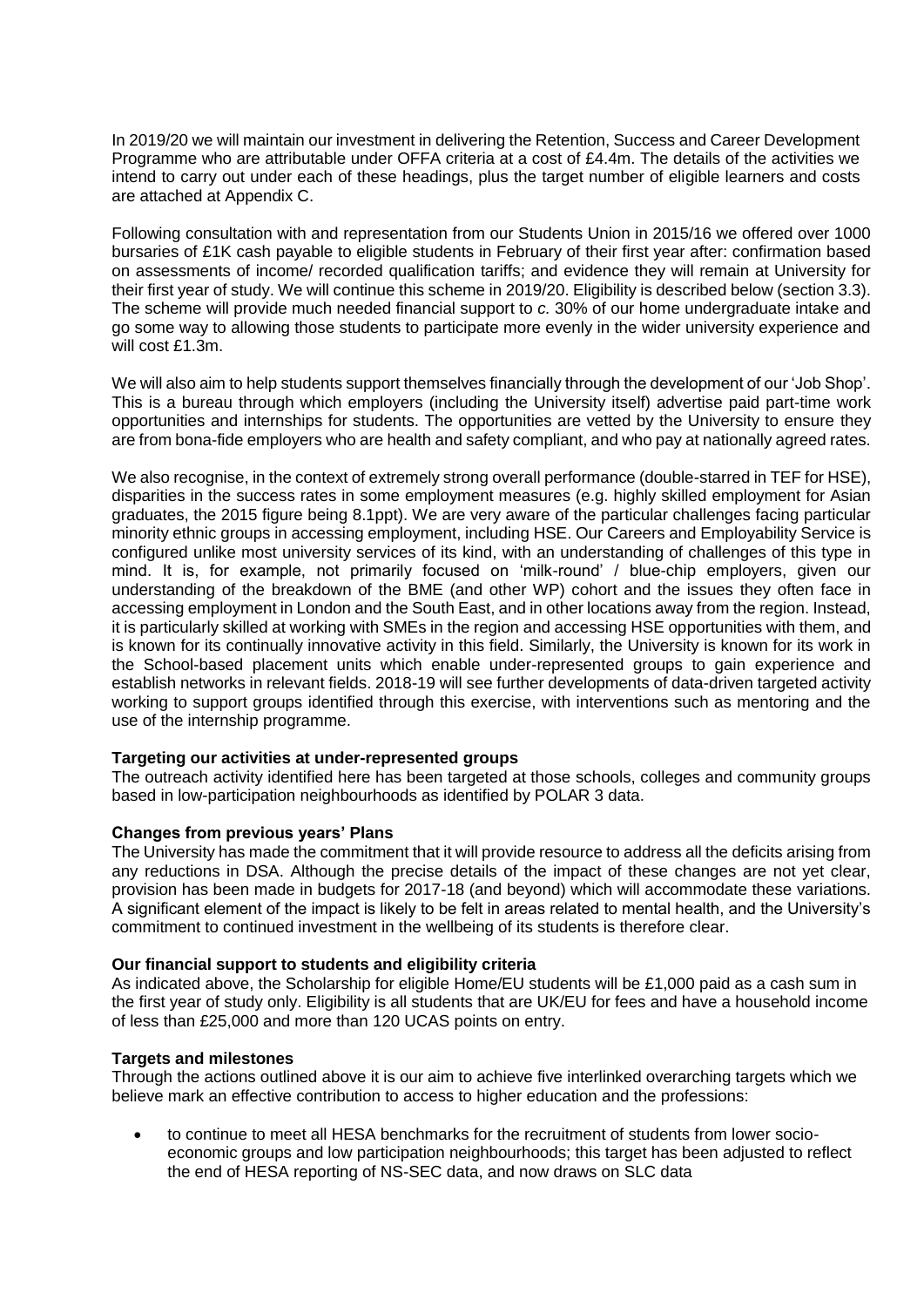In 2019/20 we will maintain our investment in delivering the Retention, Success and Career Development Programme who are attributable under OFFA criteria at a cost of £4.4m. The details of the activities we intend to carry out under each of these headings, plus the target number of eligible learners and costs are attached at Appendix C.

Following consultation with and representation from our Students Union in 2015/16 we offered over 1000 bursaries of £1K cash payable to eligible students in February of their first year after: confirmation based on assessments of income/ recorded qualification tariffs; and evidence they will remain at University for their first year of study. We will continue this scheme in 2019/20. Eligibility is described below (section 3.3). The scheme will provide much needed financial support to *c.* 30% of our home undergraduate intake and go some way to allowing those students to participate more evenly in the wider university experience and will cost £1.3m.

We will also aim to help students support themselves financially through the development of our 'Job Shop'. This is a bureau through which employers (including the University itself) advertise paid part-time work opportunities and internships for students. The opportunities are vetted by the University to ensure they are from bona-fide employers who are health and safety compliant, and who pay at nationally agreed rates.

We also recognise, in the context of extremely strong overall performance (double-starred in TEF for HSE), disparities in the success rates in some employment measures (e.g. highly skilled employment for Asian graduates, the 2015 figure being 8.1ppt). We are very aware of the particular challenges facing particular minority ethnic groups in accessing employment, including HSE. Our Careers and Employability Service is configured unlike most university services of its kind, with an understanding of challenges of this type in mind. It is, for example, not primarily focused on 'milk-round' / blue-chip employers, given our understanding of the breakdown of the BME (and other WP) cohort and the issues they often face in accessing employment in London and the South East, and in other locations away from the region. Instead, it is particularly skilled at working with SMEs in the region and accessing HSE opportunities with them, and is known for its continually innovative activity in this field. Similarly, the University is known for its work in the School-based placement units which enable under-represented groups to gain experience and establish networks in relevant fields. 2018-19 will see further developments of data-driven targeted activity working to support groups identified through this exercise, with interventions such as mentoring and the use of the internship programme.

**Targeting our activities at under-represented groups**
The outreach activity identified here has been targeted at those schools, colleges and community groups based in low-participation neighbourhoods as identified by POLAR 3 data.

**Changes from previous years' Plans**
The University has made the commitment that it will provide resource to address all the deficits arising from any reductions in DSA. Although the precise details of the impact of these changes are not yet clear, provision has been made in budgets for 2017-18 (and beyond) which will accommodate these variations. A significant element of the impact is likely to be felt in areas related to mental health, and the University's commitment to continued investment in the wellbeing of its students is therefore clear.

**Our financial support to students and eligibility criteria**
As indicated above, the Scholarship for eligible Home/EU students will be £1,000 paid as a cash sum in the first year of study only. Eligibility is all students that are UK/EU for fees and have a household income of less than £25,000 and more than 120 UCAS points on entry.

**Targets and milestones**
Through the actions outlined above it is our aim to achieve five interlinked overarching targets which we believe mark an effective contribution to access to higher education and the professions:

- to continue to meet all HESA benchmarks for the recruitment of students from lower socio-economic groups and low participation neighbourhoods; this target has been adjusted to reflect the end of HESA reporting of NS-SEC data, and now draws on SLC data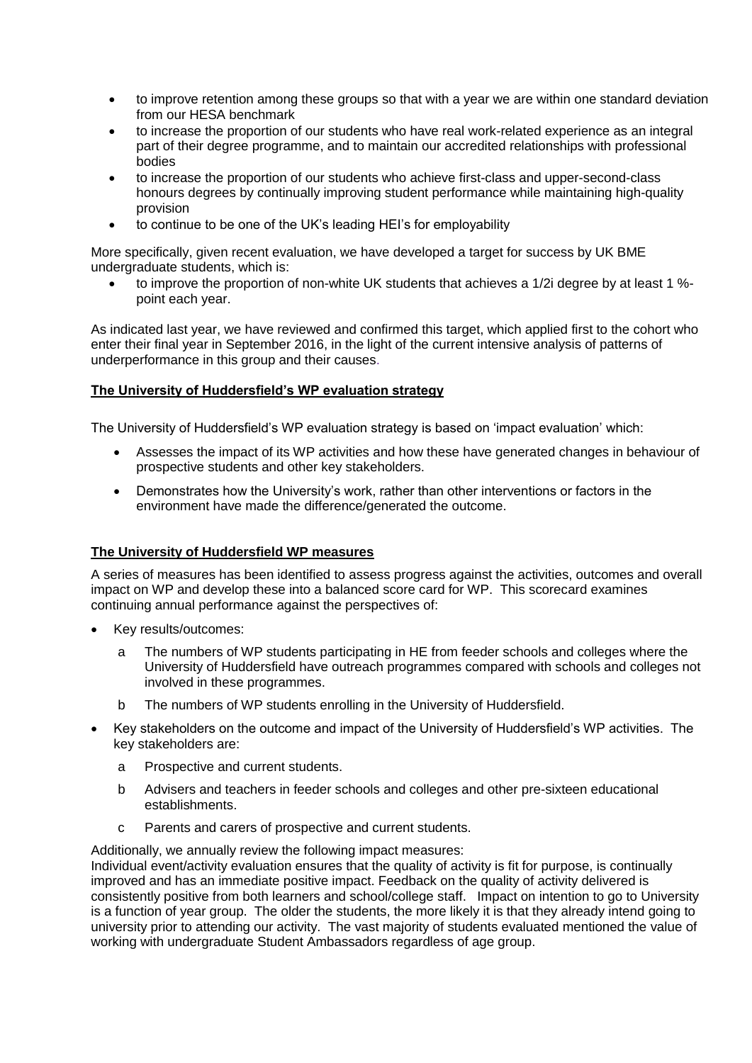- to improve retention among these groups so that with a year we are within one standard deviation from our HESA benchmark
- to increase the proportion of our students who have real work-related experience as an integral part of their degree programme, and to maintain our accredited relationships with professional bodies
- to increase the proportion of our students who achieve first-class and upper-second-class honours degrees by continually improving student performance while maintaining high-quality provision
- to continue to be one of the UK's leading HEI's for employability

More specifically, given recent evaluation, we have developed a target for success by UK BME undergraduate students, which is:

- to improve the proportion of non-white UK students that achieves a 1/2i degree by at least 1 %-point each year.

As indicated last year, we have reviewed and confirmed this target, which applied first to the cohort who enter their final year in September 2016, in the light of the current intensive analysis of patterns of underperformance in this group and their causes.

**The University of Huddersfield's WP evaluation strategy**

The University of Huddersfield's WP evaluation strategy is based on 'impact evaluation' which:

- Assesses the impact of its WP activities and how these have generated changes in behaviour of prospective students and other key stakeholders.
- Demonstrates how the University's work, rather than other interventions or factors in the environment have made the difference/generated the outcome.

**The University of Huddersfield WP measures**

A series of measures has been identified to assess progress against the activities, outcomes and overall impact on WP and develop these into a balanced score card for WP. This scorecard examines continuing annual performance against the perspectives of:

- Key results/outcomes:
  - a The numbers of WP students participating in HE from feeder schools and colleges where the University of Huddersfield have outreach programmes compared with schools and colleges not involved in these programmes.
  - b The numbers of WP students enrolling in the University of Huddersfield.
- Key stakeholders on the outcome and impact of the University of Huddersfield's WP activities. The key stakeholders are:
  - a Prospective and current students.
  - b Advisers and teachers in feeder schools and colleges and other pre-sixteen educational establishments.
  - c Parents and carers of prospective and current students.

Additionally, we annually review the following impact measures:
Individual event/activity evaluation ensures that the quality of activity is fit for purpose, is continually improved and has an immediate positive impact. Feedback on the quality of activity delivered is consistently positive from both learners and school/college staff. Impact on intention to go to University is a function of year group. The older the students, the more likely it is that they already intend going to university prior to attending our activity. The vast majority of students evaluated mentioned the value of working with undergraduate Student Ambassadors regardless of age group.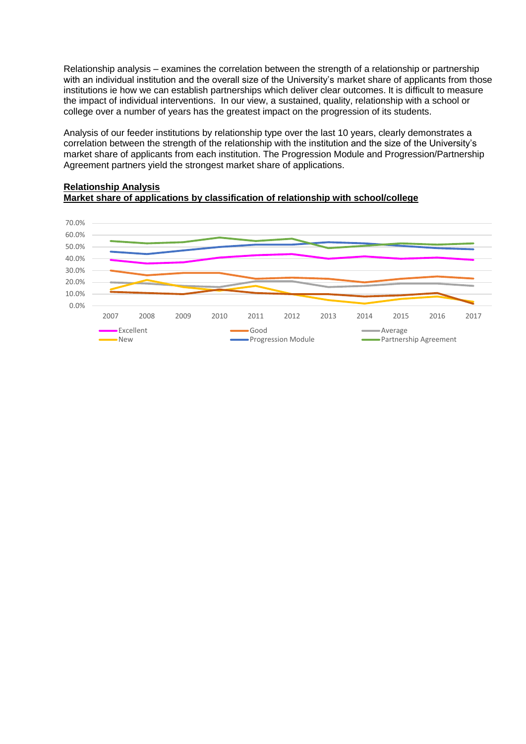Relationship analysis – examines the correlation between the strength of a relationship or partnership with an individual institution and the overall size of the University's market share of applicants from those institutions ie how we can establish partnerships which deliver clear outcomes. It is difficult to measure the impact of individual interventions. In our view, a sustained, quality, relationship with a school or college over a number of years has the greatest impact on the progression of its students.

Analysis of our feeder institutions by relationship type over the last 10 years, clearly demonstrates a correlation between the strength of the relationship with the institution and the size of the University's market share of applicants from each institution. The Progression Module and Progression/Partnership Agreement partners yield the strongest market share of applications.

**Relationship Analysis**
**Market share of applications by classification of relationship with school/college**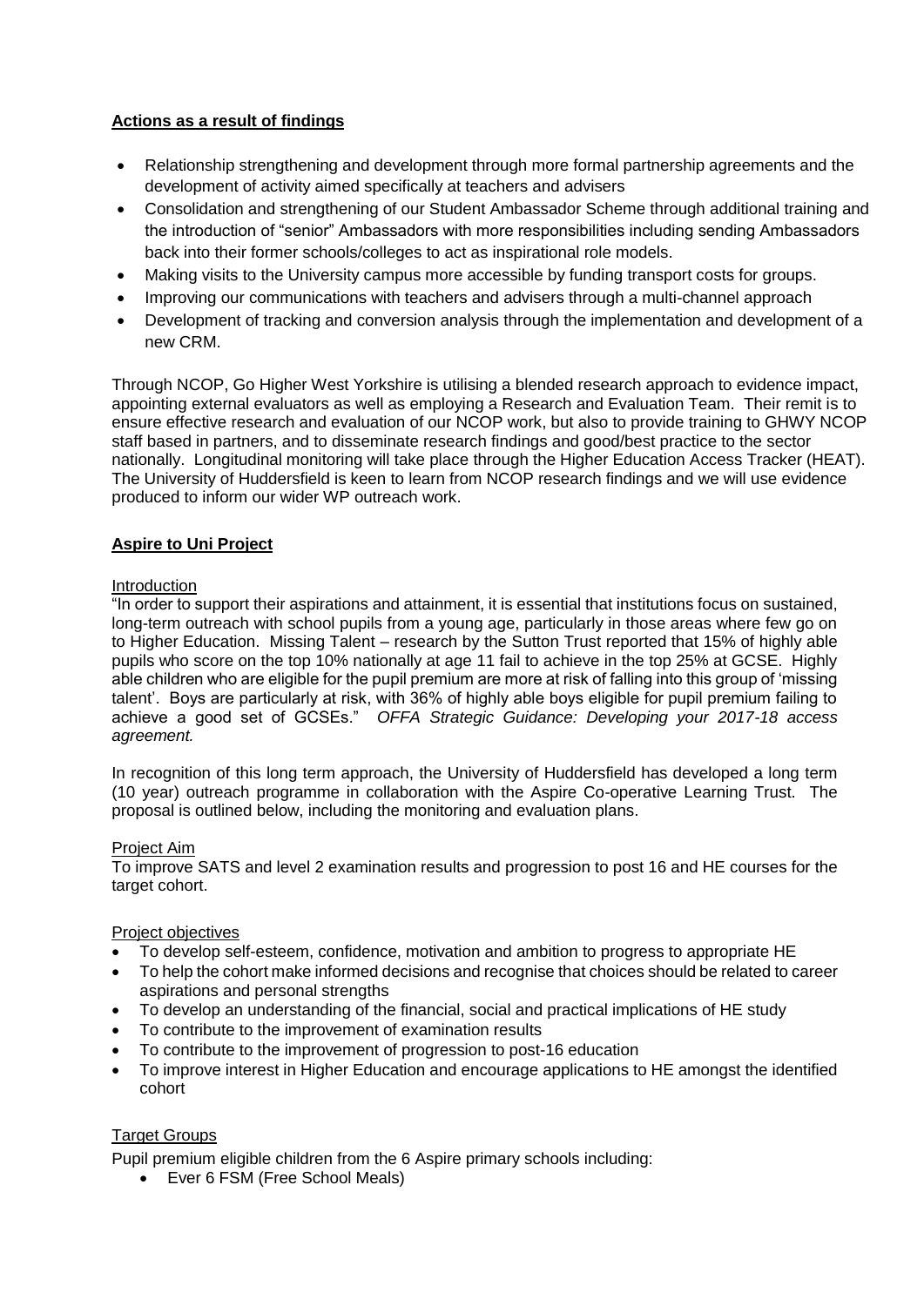**Actions as a result of findings**

- Relationship strengthening and development through more formal partnership agreements and the development of activity aimed specifically at teachers and advisers
- Consolidation and strengthening of our Student Ambassador Scheme through additional training and the introduction of "senior" Ambassadors with more responsibilities including sending Ambassadors back into their former schools/colleges to act as inspirational role models.
- Making visits to the University campus more accessible by funding transport costs for groups.
- Improving our communications with teachers and advisers through a multi-channel approach
- Development of tracking and conversion analysis through the implementation and development of a new CRM.

Through NCOP, Go Higher West Yorkshire is utilising a blended research approach to evidence impact, appointing external evaluators as well as employing a Research and Evaluation Team. Their remit is to ensure effective research and evaluation of our NCOP work, but also to provide training to GHWY NCOP staff based in partners, and to disseminate research findings and good/best practice to the sector nationally. Longitudinal monitoring will take place through the Higher Education Access Tracker (HEAT). The University of Huddersfield is keen to learn from NCOP research findings and we will use evidence produced to inform our wider WP outreach work.

**Aspire to Uni Project**

Introduction

"In order to support their aspirations and attainment, it is essential that institutions focus on sustained, long-term outreach with school pupils from a young age, particularly in those areas where few go on to Higher Education. Missing Talent – research by the Sutton Trust reported that 15% of highly able pupils who score on the top 10% nationally at age 11 fail to achieve in the top 25% at GCSE. Highly able children who are eligible for the pupil premium are more at risk of falling into this group of 'missing talent'. Boys are particularly at risk, with 36% of highly able boys eligible for pupil premium failing to achieve a good set of GCSEs." *OFFA Strategic Guidance: Developing your 2017-18 access agreement.*

In recognition of this long term approach, the University of Huddersfield has developed a long term (10 year) outreach programme in collaboration with the Aspire Co-operative Learning Trust. The proposal is outlined below, including the monitoring and evaluation plans.

Project Aim

To improve SATS and level 2 examination results and progression to post 16 and HE courses for the target cohort.

Project objectives

- To develop self-esteem, confidence, motivation and ambition to progress to appropriate HE
- To help the cohort make informed decisions and recognise that choices should be related to career aspirations and personal strengths
- To develop an understanding of the financial, social and practical implications of HE study
- To contribute to the improvement of examination results
- To contribute to the improvement of progression to post-16 education
- To improve interest in Higher Education and encourage applications to HE amongst the identified cohort

Target Groups

Pupil premium eligible children from the 6 Aspire primary schools including:

- Ever 6 FSM (Free School Meals)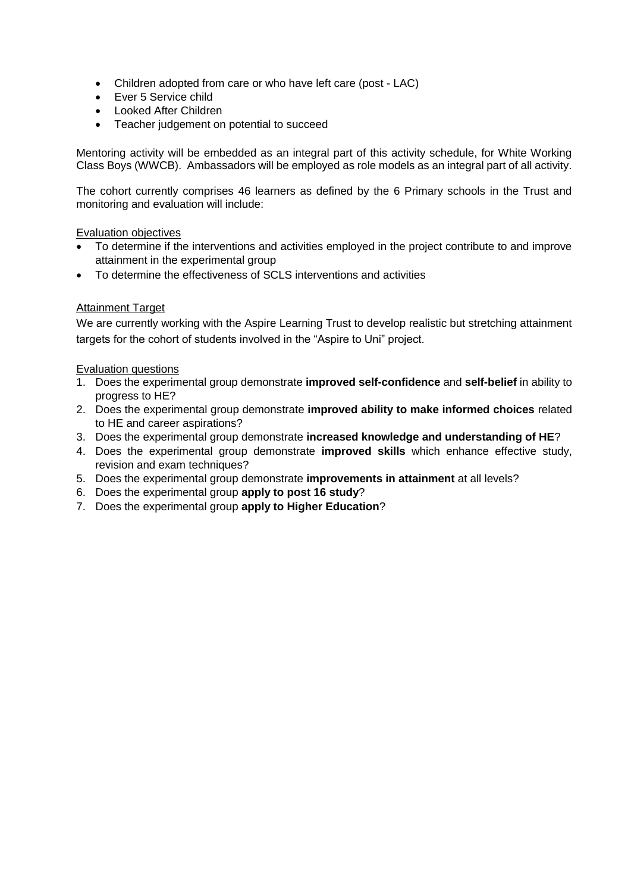- Children adopted from care or who have left care (post - LAC)
- Ever 5 Service child
- Looked After Children
- Teacher judgement on potential to succeed

Mentoring activity will be embedded as an integral part of this activity schedule, for White Working Class Boys (WWCB). Ambassadors will be employed as role models as an integral part of all activity.

The cohort currently comprises 46 learners as defined by the 6 Primary schools in the Trust and monitoring and evaluation will include:

Evaluation objectives

- To determine if the interventions and activities employed in the project contribute to and improve attainment in the experimental group
- To determine the effectiveness of SCLS interventions and activities

Attainment Target

We are currently working with the Aspire Learning Trust to develop realistic but stretching attainment targets for the cohort of students involved in the "Aspire to Uni" project.

Evaluation questions

1. Does the experimental group demonstrate **improved self-confidence** and **self-belief** in ability to progress to HE?
2. Does the experimental group demonstrate **improved ability to make informed choices** related to HE and career aspirations?
3. Does the experimental group demonstrate **increased knowledge and understanding of HE**?
4. Does the experimental group demonstrate **improved skills** which enhance effective study, revision and exam techniques?
5. Does the experimental group demonstrate **improvements in attainment** at all levels?
6. Does the experimental group **apply to post 16 study**?
7. Does the experimental group **apply to Higher Education**?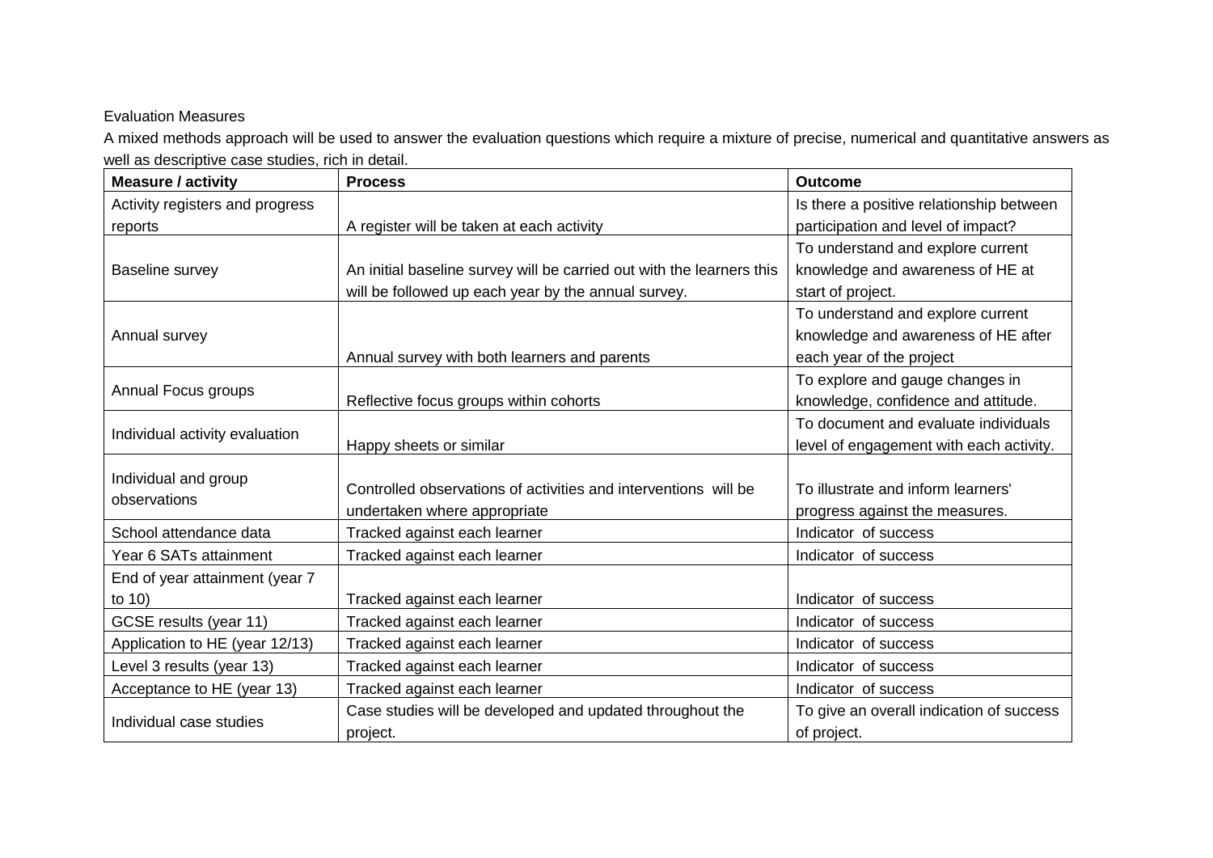Evaluation Measures

A mixed methods approach will be used to answer the evaluation questions which require a mixture of precise, numerical and quantitative answers as well as descriptive case studies, rich in detail.

| Measure / activity | Process | Outcome |
|---|---|---|
| Activity registers and progress reports | A register will be taken at each activity | Is there a positive relationship between participation and level of impact? |
| Baseline survey | An initial baseline survey will be carried out with the learners this will be followed up each year by the annual survey. | To understand and explore current knowledge and awareness of HE at start of project. |
| Annual survey | Annual survey with both learners and parents | To understand and explore current knowledge and awareness of HE after each year of the project |
| Annual Focus groups | Reflective focus groups within cohorts | To explore and gauge changes in knowledge, confidence and attitude. |
| Individual activity evaluation | Happy sheets or similar | To document and evaluate individuals level of engagement with each activity. |
| Individual and group observations | Controlled observations of activities and interventions will be undertaken where appropriate | To illustrate and inform learners' progress against the measures. |
| School attendance data | Tracked against each learner | Indicator of success |
| Year 6 SATs attainment | Tracked against each learner | Indicator of success |
| End of year attainment (year 7 to 10) | Tracked against each learner | Indicator of success |
| GCSE results (year 11) | Tracked against each learner | Indicator of success |
| Application to HE (year 12/13) | Tracked against each learner | Indicator of success |
| Level 3 results (year 13) | Tracked against each learner | Indicator of success |
| Acceptance to HE (year 13) | Tracked against each learner | Indicator of success |
| Individual case studies | Case studies will be developed and updated throughout the project. | To give an overall indication of success of project. |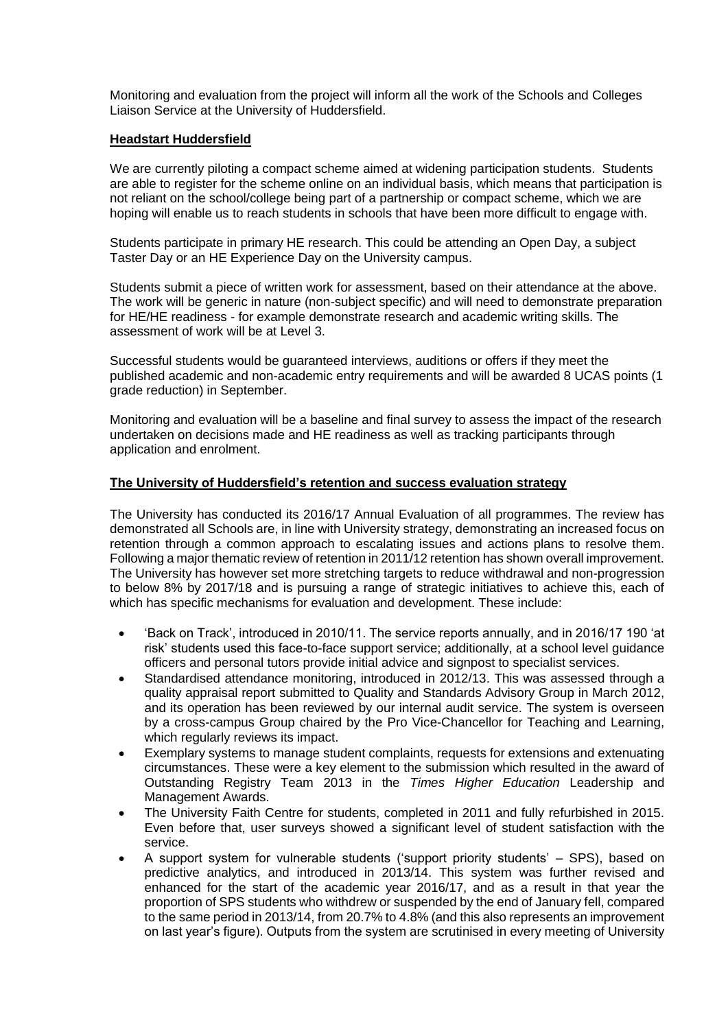Monitoring and evaluation from the project will inform all the work of the Schools and Colleges Liaison Service at the University of Huddersfield.

**Headstart Huddersfield**

We are currently piloting a compact scheme aimed at widening participation students. Students are able to register for the scheme online on an individual basis, which means that participation is not reliant on the school/college being part of a partnership or compact scheme, which we are hoping will enable us to reach students in schools that have been more difficult to engage with.

Students participate in primary HE research. This could be attending an Open Day, a subject Taster Day or an HE Experience Day on the University campus.

Students submit a piece of written work for assessment, based on their attendance at the above. The work will be generic in nature (non-subject specific) and will need to demonstrate preparation for HE/HE readiness - for example demonstrate research and academic writing skills. The assessment of work will be at Level 3.

Successful students would be guaranteed interviews, auditions or offers if they meet the published academic and non-academic entry requirements and will be awarded 8 UCAS points (1 grade reduction) in September.

Monitoring and evaluation will be a baseline and final survey to assess the impact of the research undertaken on decisions made and HE readiness as well as tracking participants through application and enrolment.

**The University of Huddersfield's retention and success evaluation strategy**

The University has conducted its 2016/17 Annual Evaluation of all programmes. The review has demonstrated all Schools are, in line with University strategy, demonstrating an increased focus on retention through a common approach to escalating issues and actions plans to resolve them. Following a major thematic review of retention in 2011/12 retention has shown overall improvement. The University has however set more stretching targets to reduce withdrawal and non-progression to below 8% by 2017/18 and is pursuing a range of strategic initiatives to achieve this, each of which has specific mechanisms for evaluation and development. These include:

- 'Back on Track', introduced in 2010/11. The service reports annually, and in 2016/17 190 'at risk' students used this face-to-face support service; additionally, at a school level guidance officers and personal tutors provide initial advice and signpost to specialist services.
- Standardised attendance monitoring, introduced in 2012/13. This was assessed through a quality appraisal report submitted to Quality and Standards Advisory Group in March 2012, and its operation has been reviewed by our internal audit service. The system is overseen by a cross-campus Group chaired by the Pro Vice-Chancellor for Teaching and Learning, which regularly reviews its impact.
- Exemplary systems to manage student complaints, requests for extensions and extenuating circumstances. These were a key element to the submission which resulted in the award of Outstanding Registry Team 2013 in the *Times Higher Education* Leadership and Management Awards.
- The University Faith Centre for students, completed in 2011 and fully refurbished in 2015. Even before that, user surveys showed a significant level of student satisfaction with the service.
- A support system for vulnerable students ('support priority students' – SPS), based on predictive analytics, and introduced in 2013/14. This system was further revised and enhanced for the start of the academic year 2016/17, and as a result in that year the proportion of SPS students who withdrew or suspended by the end of January fell, compared to the same period in 2013/14, from 20.7% to 4.8% (and this also represents an improvement on last year's figure). Outputs from the system are scrutinised in every meeting of University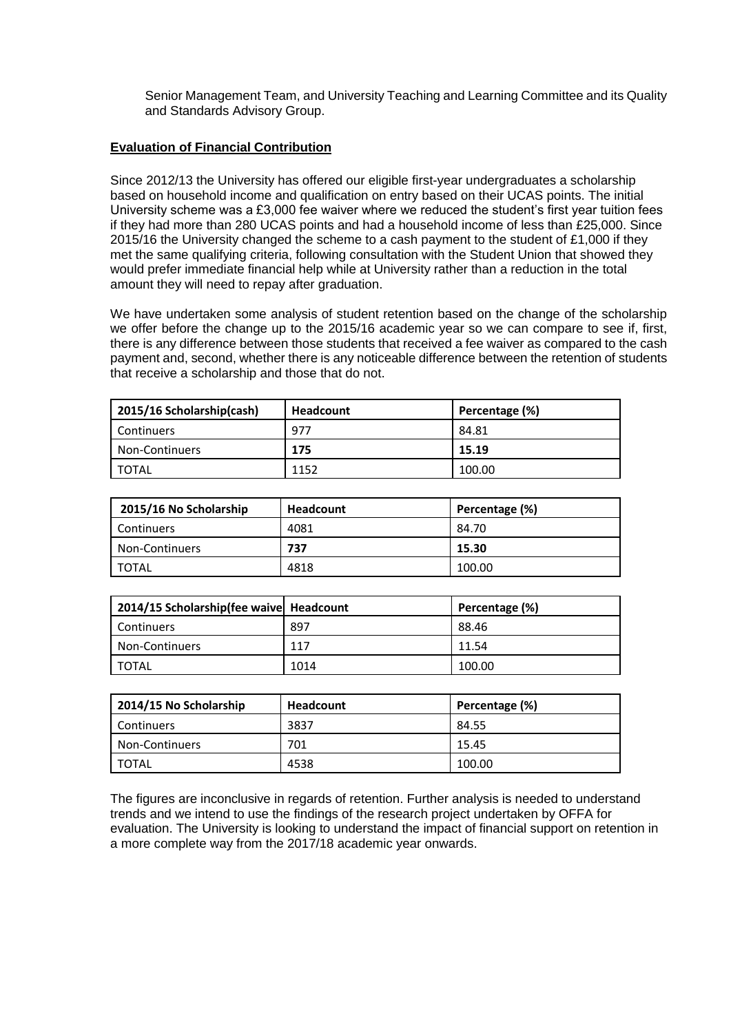Senior Management Team, and University Teaching and Learning Committee and its Quality and Standards Advisory Group.

**Evaluation of Financial Contribution**

Since 2012/13 the University has offered our eligible first-year undergraduates a scholarship based on household income and qualification on entry based on their UCAS points. The initial University scheme was a £3,000 fee waiver where we reduced the student's first year tuition fees if they had more than 280 UCAS points and had a household income of less than £25,000. Since 2015/16 the University changed the scheme to a cash payment to the student of £1,000 if they met the same qualifying criteria, following consultation with the Student Union that showed they would prefer immediate financial help while at University rather than a reduction in the total amount they will need to repay after graduation.

We have undertaken some analysis of student retention based on the change of the scholarship we offer before the change up to the 2015/16 academic year so we can compare to see if, first, there is any difference between those students that received a fee waiver as compared to the cash payment and, second, whether there is any noticeable difference between the retention of students that receive a scholarship and those that do not.

| 2015/16 Scholarship(cash) | Headcount | Percentage (%) |
|---|---|---|
| Continuers | 977 | 84.81 |
| Non-Continuers | **175** | **15.19** |
| TOTAL | 1152 | 100.00 |

| 2015/16 No Scholarship | Headcount | Percentage (%) |
|---|---|---|
| Continuers | 4081 | 84.70 |
| Non-Continuers | **737** | **15.30** |
| TOTAL | 4818 | 100.00 |

| 2014/15 Scholarship(fee waive | Headcount | Percentage (%) |
|---|---|---|
| Continuers | 897 | 88.46 |
| Non-Continuers | 117 | 11.54 |
| TOTAL | 1014 | 100.00 |

| 2014/15 No Scholarship | Headcount | Percentage (%) |
|---|---|---|
| Continuers | 3837 | 84.55 |
| Non-Continuers | 701 | 15.45 |
| TOTAL | 4538 | 100.00 |

The figures are inconclusive in regards of retention. Further analysis is needed to understand trends and we intend to use the findings of the research project undertaken by OFFA for evaluation. The University is looking to understand the impact of financial support on retention in a more complete way from the 2017/18 academic year onwards.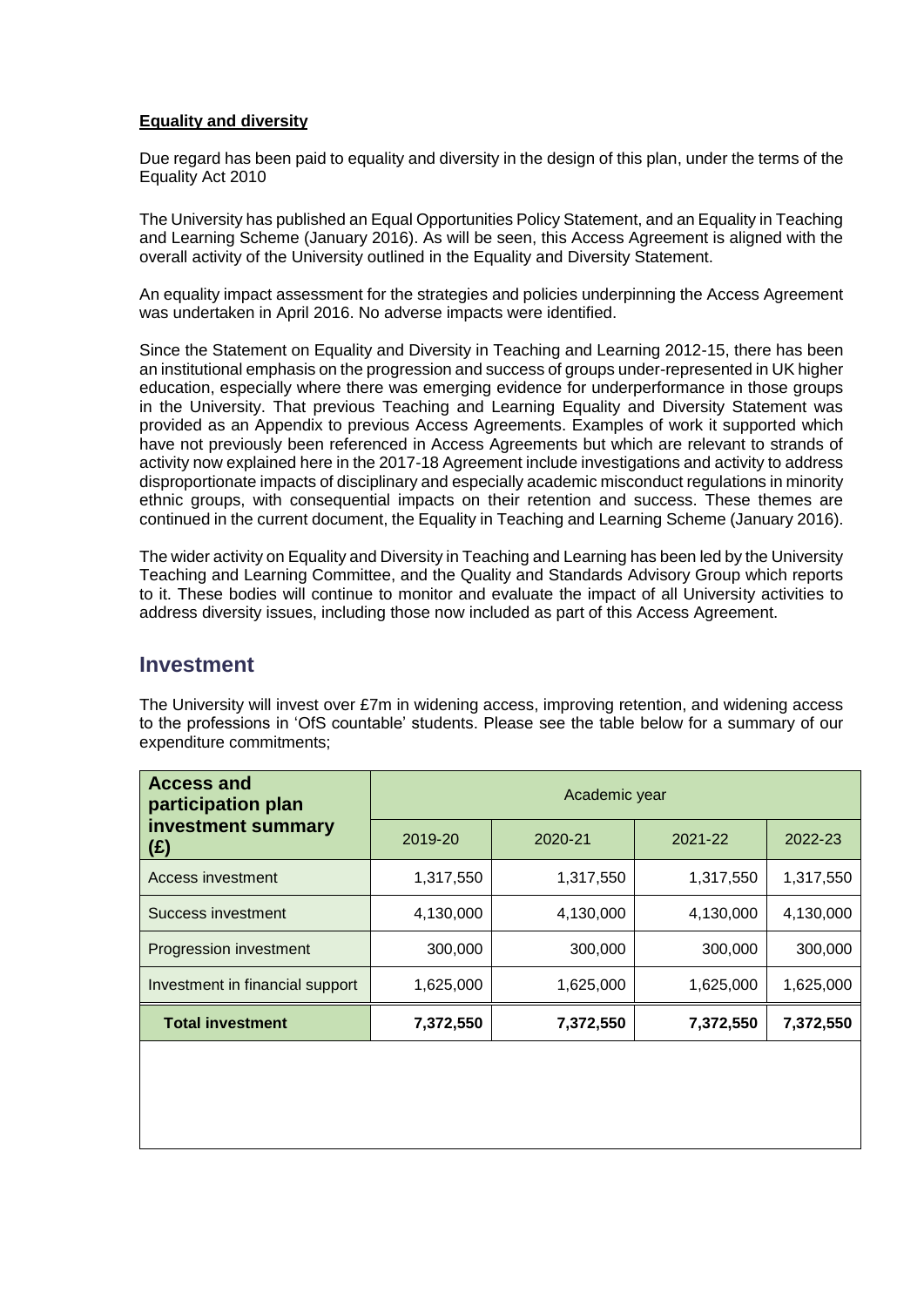**Equality and diversity**

Due regard has been paid to equality and diversity in the design of this plan, under the terms of the Equality Act 2010

The University has published an Equal Opportunities Policy Statement, and an Equality in Teaching and Learning Scheme (January 2016). As will be seen, this Access Agreement is aligned with the overall activity of the University outlined in the Equality and Diversity Statement.

An equality impact assessment for the strategies and policies underpinning the Access Agreement was undertaken in April 2016. No adverse impacts were identified.

Since the Statement on Equality and Diversity in Teaching and Learning 2012-15, there has been an institutional emphasis on the progression and success of groups under-represented in UK higher education, especially where there was emerging evidence for underperformance in those groups in the University. That previous Teaching and Learning Equality and Diversity Statement was provided as an Appendix to previous Access Agreements. Examples of work it supported which have not previously been referenced in Access Agreements but which are relevant to strands of activity now explained here in the 2017-18 Agreement include investigations and activity to address disproportionate impacts of disciplinary and especially academic misconduct regulations in minority ethnic groups, with consequential impacts on their retention and success. These themes are continued in the current document, the Equality in Teaching and Learning Scheme (January 2016).

The wider activity on Equality and Diversity in Teaching and Learning has been led by the University Teaching and Learning Committee, and the Quality and Standards Advisory Group which reports to it. These bodies will continue to monitor and evaluate the impact of all University activities to address diversity issues, including those now included as part of this Access Agreement.

## Investment

The University will invest over £7m in widening access, improving retention, and widening access to the professions in 'OfS countable' students. Please see the table below for a summary of our expenditure commitments;

| **Access and participation plan investment summary (£)** | Academic year | | | |
|---|---|---|---|---|
| | 2019-20 | 2020-21 | 2021-22 | 2022-23 |
| Access investment | 1,317,550 | 1,317,550 | 1,317,550 | 1,317,550 |
| Success investment | 4,130,000 | 4,130,000 | 4,130,000 | 4,130,000 |
| Progression investment | 300,000 | 300,000 | 300,000 | 300,000 |
| Investment in financial support | 1,625,000 | 1,625,000 | 1,625,000 | 1,625,000 |
| **Total investment** | **7,372,550** | **7,372,550** | **7,372,550** | **7,372,550** |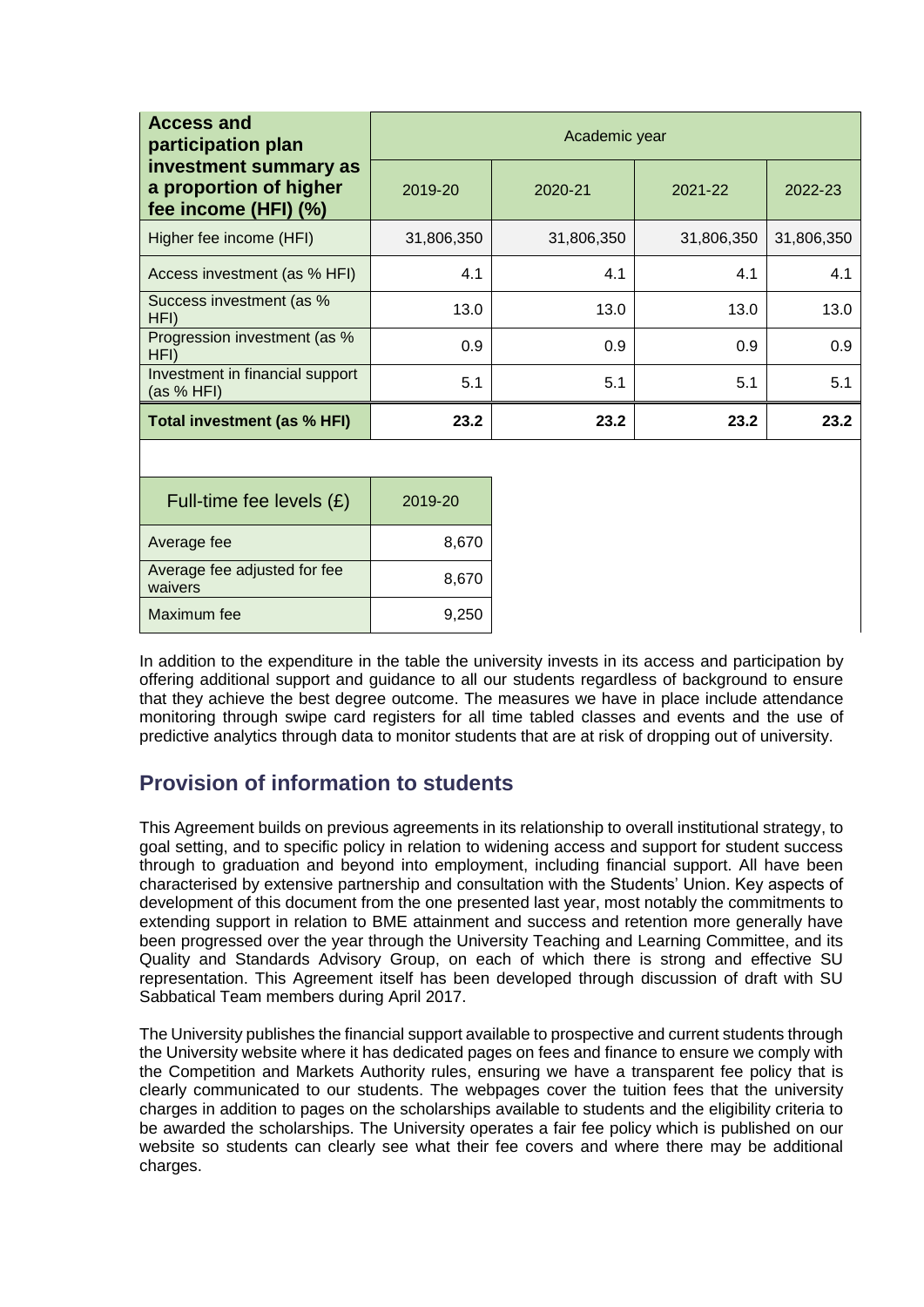| Access and participation plan investment summary as a proportion of higher fee income (HFI) (%) | Academic year | | | |
|---|---|---|---|---|
| | 2019-20 | 2020-21 | 2021-22 | 2022-23 |
| Higher fee income (HFI) | 31,806,350 | 31,806,350 | 31,806,350 | 31,806,350 |
| Access investment (as % HFI) | 4.1 | 4.1 | 4.1 | 4.1 |
| Success investment (as % HFI) | 13.0 | 13.0 | 13.0 | 13.0 |
| Progression investment (as % HFI) | 0.9 | 0.9 | 0.9 | 0.9 |
| Investment in financial support (as % HFI) | 5.1 | 5.1 | 5.1 | 5.1 |
| **Total investment (as % HFI)** | **23.2** | **23.2** | **23.2** | **23.2** |

| Full-time fee levels (£) | 2019-20 |
|---|---|
| Average fee | 8,670 |
| Average fee adjusted for fee waivers | 8,670 |
| Maximum fee | 9,250 |

In addition to the expenditure in the table the university invests in its access and participation by offering additional support and guidance to all our students regardless of background to ensure that they achieve the best degree outcome. The measures we have in place include attendance monitoring through swipe card registers for all time tabled classes and events and the use of predictive analytics through data to monitor students that are at risk of dropping out of university.

## Provision of information to students

This Agreement builds on previous agreements in its relationship to overall institutional strategy, to goal setting, and to specific policy in relation to widening access and support for student success through to graduation and beyond into employment, including financial support. All have been characterised by extensive partnership and consultation with the Students' Union. Key aspects of development of this document from the one presented last year, most notably the commitments to extending support in relation to BME attainment and success and retention more generally have been progressed over the year through the University Teaching and Learning Committee, and its Quality and Standards Advisory Group, on each of which there is strong and effective SU representation. This Agreement itself has been developed through discussion of draft with SU Sabbatical Team members during April 2017.

The University publishes the financial support available to prospective and current students through the University website where it has dedicated pages on fees and finance to ensure we comply with the Competition and Markets Authority rules, ensuring we have a transparent fee policy that is clearly communicated to our students. The webpages cover the tuition fees that the university charges in addition to pages on the scholarships available to students and the eligibility criteria to be awarded the scholarships. The University operates a fair fee policy which is published on our website so students can clearly see what their fee covers and where there may be additional charges.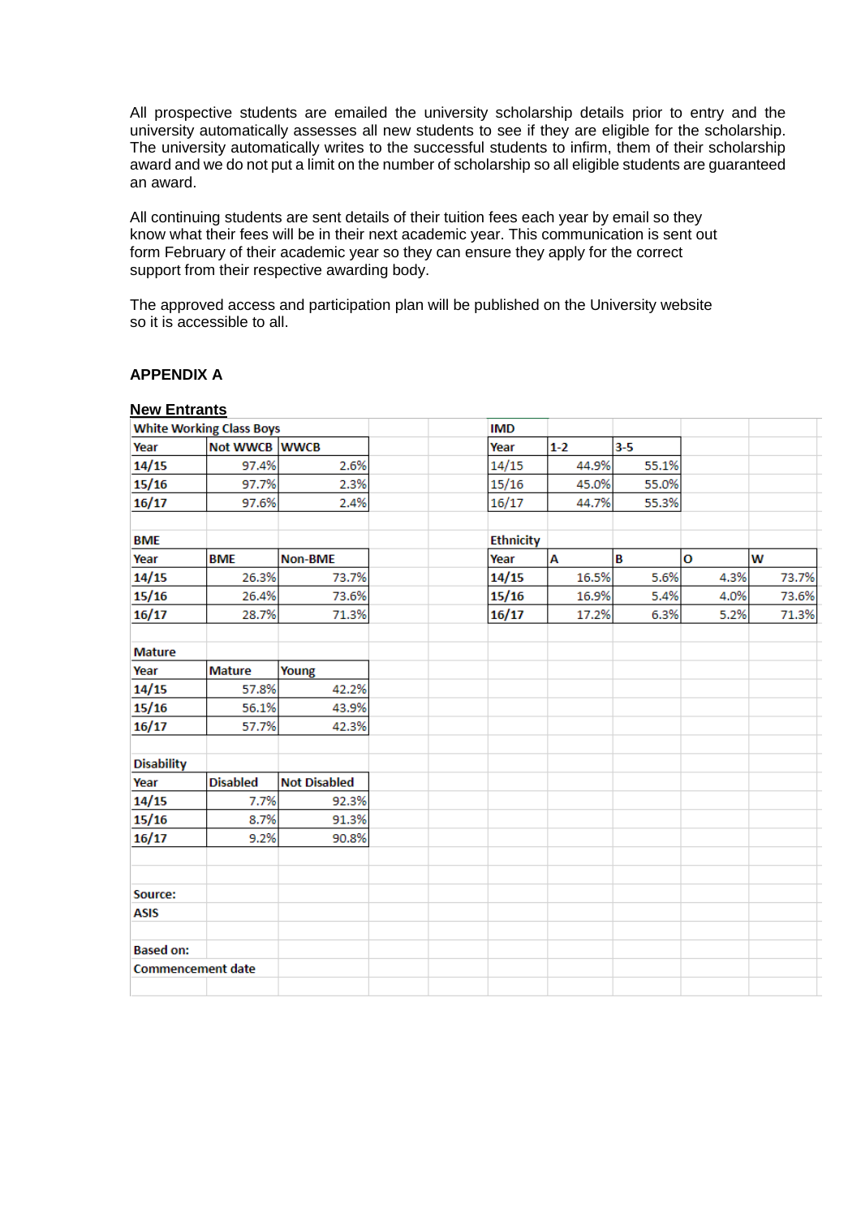All prospective students are emailed the university scholarship details prior to entry and the university automatically assesses all new students to see if they are eligible for the scholarship. The university automatically writes to the successful students to infirm, them of their scholarship award and we do not put a limit on the number of scholarship so all eligible students are guaranteed an award.

All continuing students are sent details of their tuition fees each year by email so they know what their fees will be in their next academic year. This communication is sent out form February of their academic year so they can ensure they apply for the correct support from their respective awarding body.

The approved access and participation plan will be published on the University website so it is accessible to all.

**APPENDIX A**

**New Entrants**

**White Working Class Boys**

| Year | Not WWCB | WWCB |
|---|---|---|
| 14/15 | 97.4% | 2.6% |
| 15/16 | 97.7% | 2.3% |
| 16/17 | 97.6% | 2.4% |

**IMD**

| Year | 1-2 | 3-5 |
|---|---|---|
| 14/15 | 44.9% | 55.1% |
| 15/16 | 45.0% | 55.0% |
| 16/17 | 44.7% | 55.3% |

**BME**

| Year | BME | Non-BME |
|---|---|---|
| 14/15 | 26.3% | 73.7% |
| 15/16 | 26.4% | 73.6% |
| 16/17 | 28.7% | 71.3% |

**Ethnicity**

| Year | A | B | O | W |
|---|---|---|---|---|
| 14/15 | 16.5% | 5.6% | 4.3% | 73.7% |
| 15/16 | 16.9% | 5.4% | 4.0% | 73.6% |
| 16/17 | 17.2% | 6.3% | 5.2% | 71.3% |

**Mature**

| Year | Mature | Young |
|---|---|---|
| 14/15 | 57.8% | 42.2% |
| 15/16 | 56.1% | 43.9% |
| 16/17 | 57.7% | 42.3% |

**Disability**

| Year | Disabled | Not Disabled |
|---|---|---|
| 14/15 | 7.7% | 92.3% |
| 15/16 | 8.7% | 91.3% |
| 16/17 | 9.2% | 90.8% |

**Source:**
**ASIS**

**Based on:**
**Commencement date**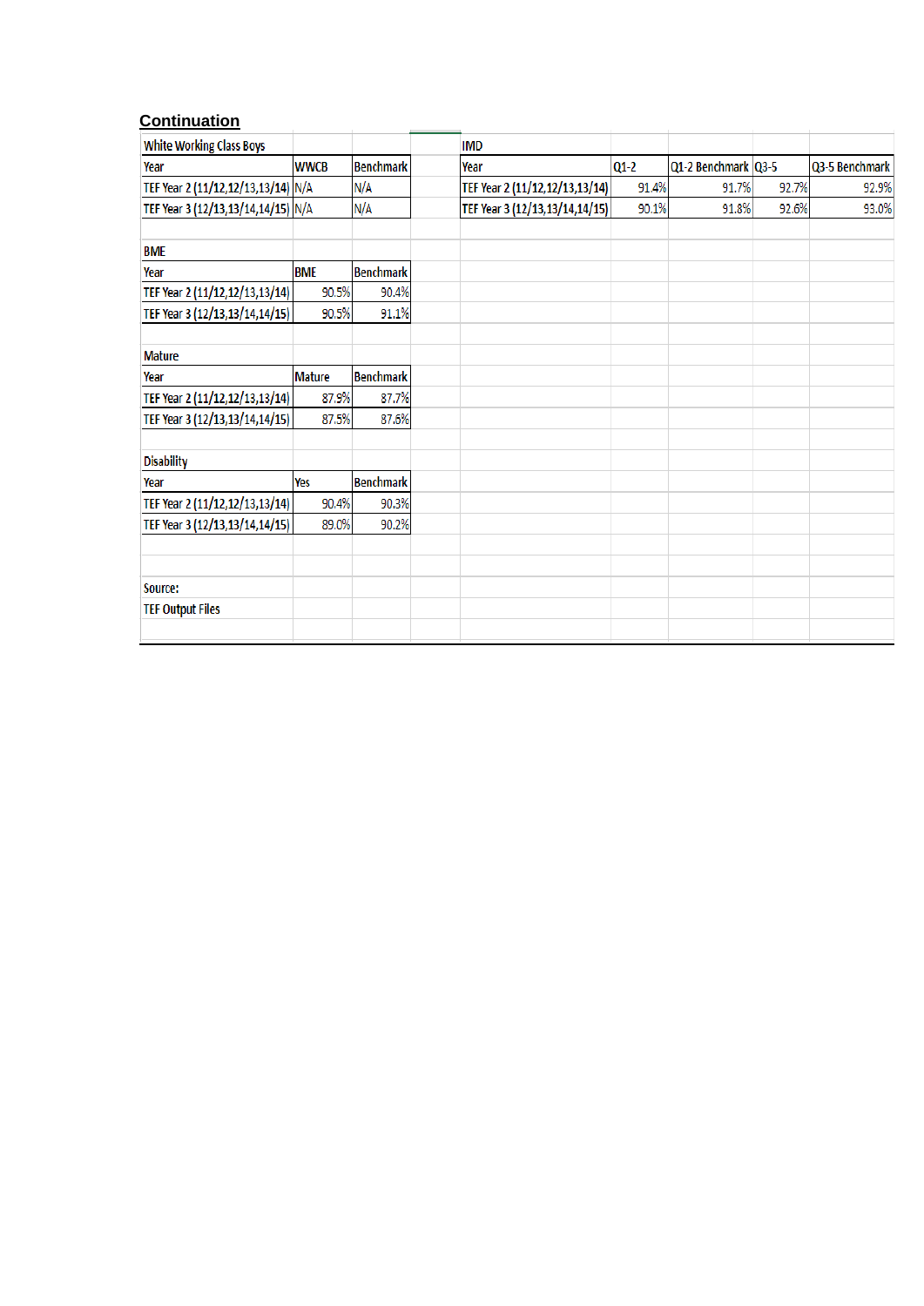## Continuation

White Working Class Boys

| Year | WWCB | Benchmark |
|---|---|---|
| TEF Year 2 (11/12,12/13,13/14) | N/A | N/A |
| TEF Year 3 (12/13,13/14,14/15) | N/A | N/A |

IMD

| Year | Q1-2 | Q1-2 Benchmark | Q3-5 | Q3-5 Benchmark |
|---|---|---|---|---|
| TEF Year 2 (11/12,12/13,13/14) | 91.4% | 91.7% | 92.7% | 92.9% |
| TEF Year 3 (12/13,13/14,14/15) | 90.1% | 91.8% | 92.6% | 93.0% |

BME

| Year | BME | Benchmark |
|---|---|---|
| TEF Year 2 (11/12,12/13,13/14) | 90.5% | 90.4% |
| TEF Year 3 (12/13,13/14,14/15) | 90.5% | 91.1% |

Mature

| Year | Mature | Benchmark |
|---|---|---|
| TEF Year 2 (11/12,12/13,13/14) | 87.9% | 87.7% |
| TEF Year 3 (12/13,13/14,14/15) | 87.5% | 87.6% |

Disability

| Year | Yes | Benchmark |
|---|---|---|
| TEF Year 2 (11/12,12/13,13/14) | 90.4% | 90.3% |
| TEF Year 3 (12/13,13/14,14/15) | 89.0% | 90.2% |

Source:
TEF Output Files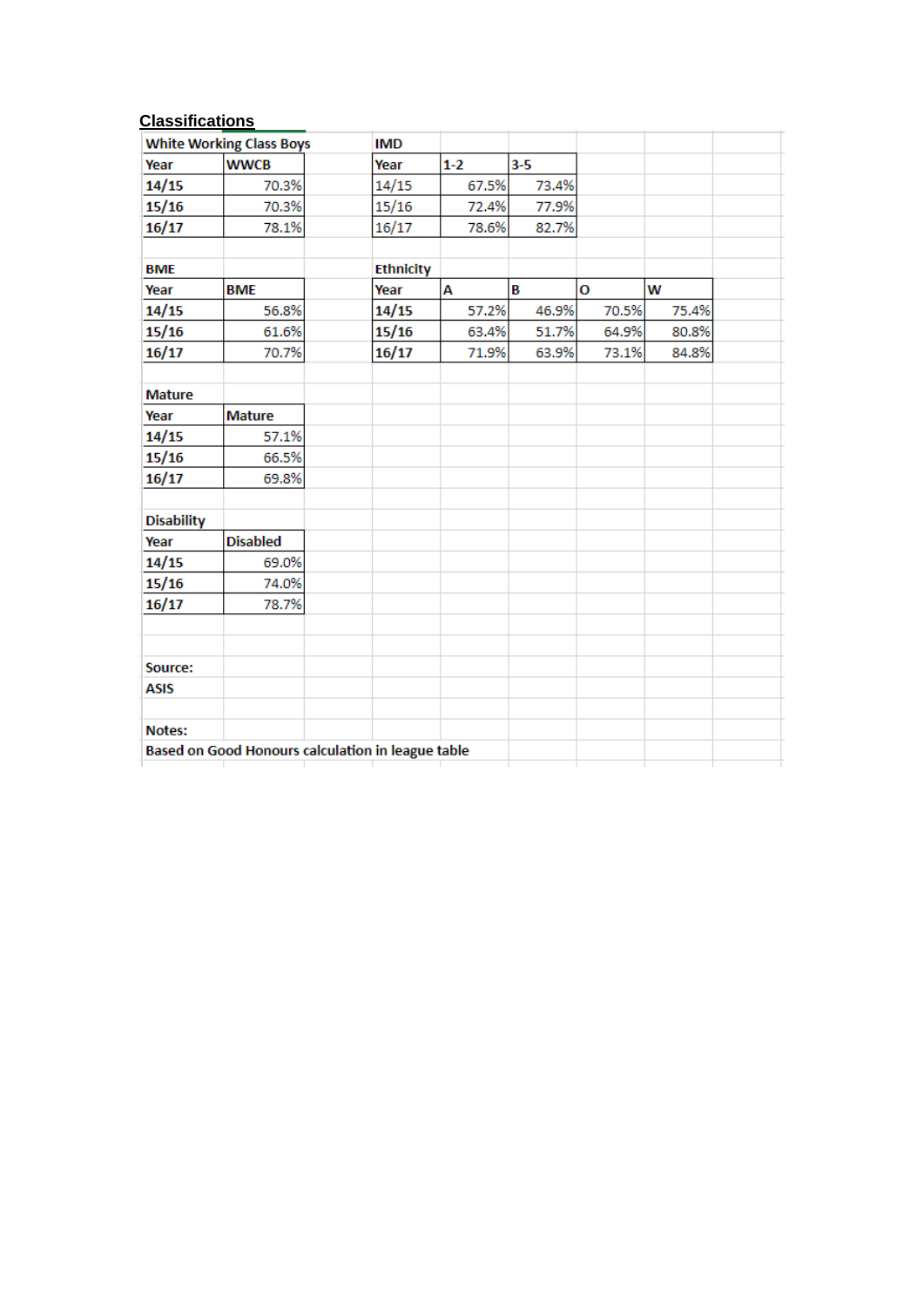## Classifications

**White Working Class Boys**

| Year | WWCB |
|---|---|
| 14/15 | 70.3% |
| 15/16 | 70.3% |
| 16/17 | 78.1% |

**IMD**

| Year | 1-2 | 3-5 |
|---|---|---|
| 14/15 | 67.5% | 73.4% |
| 15/16 | 72.4% | 77.9% |
| 16/17 | 78.6% | 82.7% |

**BME**

| Year | BME |
|---|---|
| 14/15 | 56.8% |
| 15/16 | 61.6% |
| 16/17 | 70.7% |

**Ethnicity**

| Year | A | B | O | W |
|---|---|---|---|---|
| 14/15 | 57.2% | 46.9% | 70.5% | 75.4% |
| 15/16 | 63.4% | 51.7% | 64.9% | 80.8% |
| 16/17 | 71.9% | 63.9% | 73.1% | 84.8% |

**Mature**

| Year | Mature |
|---|---|
| 14/15 | 57.1% |
| 15/16 | 66.5% |
| 16/17 | 69.8% |

**Disability**

| Year | Disabled |
|---|---|
| 14/15 | 69.0% |
| 15/16 | 74.0% |
| 16/17 | 78.7% |

**Source:**
**ASIS**

**Notes:**
**Based on Good Honours calculation in league table**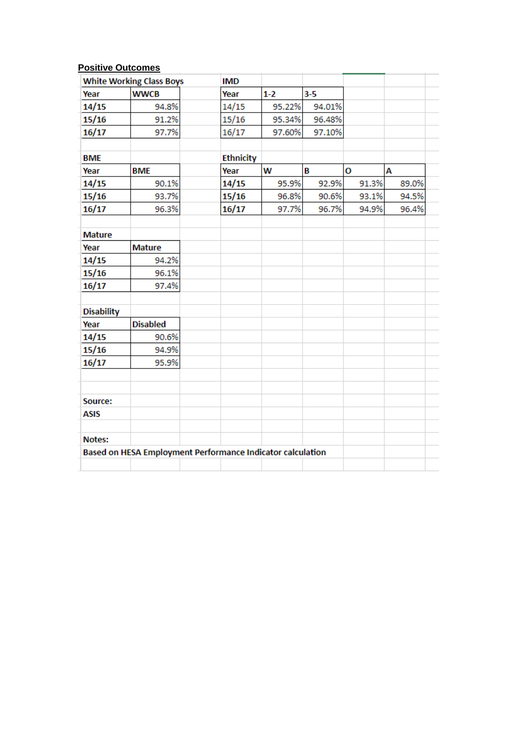## Positive Outcomes

**White Working Class Boys**

| Year | WWCB |
|---|---|
| 14/15 | 94.8% |
| 15/16 | 91.2% |
| 16/17 | 97.7% |

**IMD**

| Year | 1-2 | 3-5 |
|---|---|---|
| 14/15 | 95.22% | 94.01% |
| 15/16 | 95.34% | 96.48% |
| 16/17 | 97.60% | 97.10% |

**BME**

| Year | BME |
|---|---|
| 14/15 | 90.1% |
| 15/16 | 93.7% |
| 16/17 | 96.3% |

**Ethnicity**

| Year | W | B | O | A |
|---|---|---|---|---|
| 14/15 | 95.9% | 92.9% | 91.3% | 89.0% |
| 15/16 | 96.8% | 90.6% | 93.1% | 94.5% |
| 16/17 | 97.7% | 96.7% | 94.9% | 96.4% |

**Mature**

| Year | Mature |
|---|---|
| 14/15 | 94.2% |
| 15/16 | 96.1% |
| 16/17 | 97.4% |

**Disability**

| Year | Disabled |
|---|---|
| 14/15 | 90.6% |
| 15/16 | 94.9% |
| 16/17 | 95.9% |

**Source:**
**ASIS**

**Notes:**
**Based on HESA Employment Performance Indicator calculation**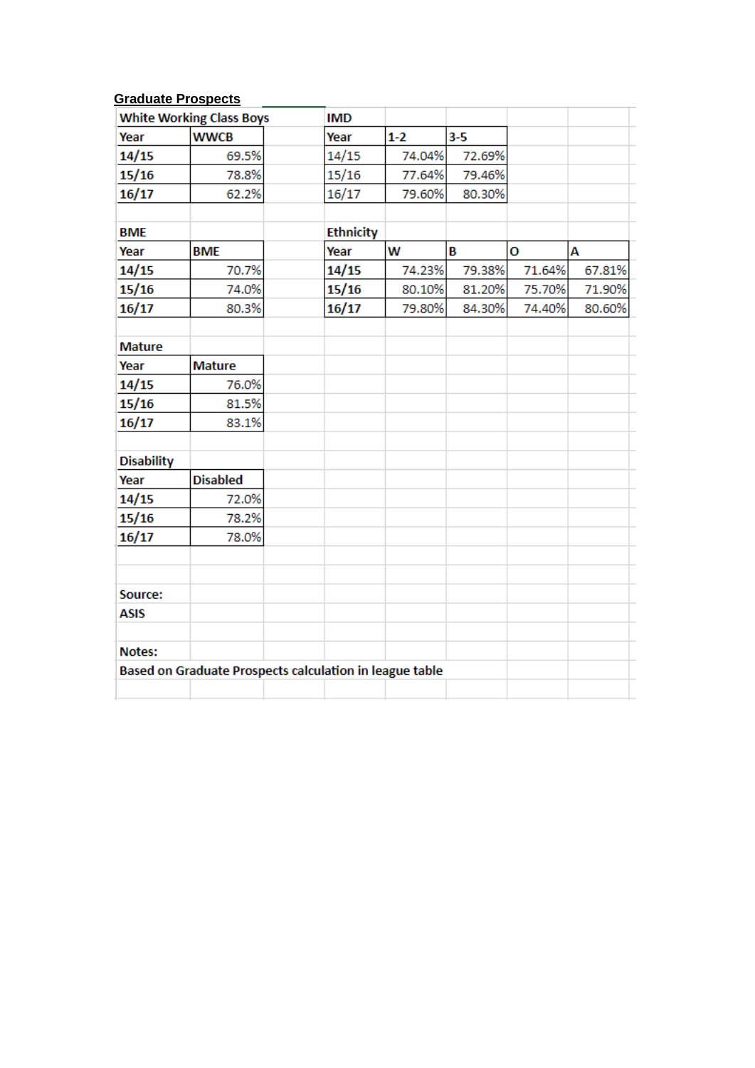## Graduate Prospects

**White Working Class Boys**

| Year | WWCB |
|---|---|
| 14/15 | 69.5% |
| 15/16 | 78.8% |
| 16/17 | 62.2% |

**IMD**

| Year | 1-2 | 3-5 |
|---|---|---|
| 14/15 | 74.04% | 72.69% |
| 15/16 | 77.64% | 79.46% |
| 16/17 | 79.60% | 80.30% |

**BME**

| Year | BME |
|---|---|
| 14/15 | 70.7% |
| 15/16 | 74.0% |
| 16/17 | 80.3% |

**Ethnicity**

| Year | W | B | O | A |
|---|---|---|---|---|
| 14/15 | 74.23% | 79.38% | 71.64% | 67.81% |
| 15/16 | 80.10% | 81.20% | 75.70% | 71.90% |
| 16/17 | 79.80% | 84.30% | 74.40% | 80.60% |

**Mature**

| Year | Mature |
|---|---|
| 14/15 | 76.0% |
| 15/16 | 81.5% |
| 16/17 | 83.1% |

**Disability**

| Year | Disabled |
|---|---|
| 14/15 | 72.0% |
| 15/16 | 78.2% |
| 16/17 | 78.0% |

**Source:**
**ASIS**

**Notes:**
**Based on Graduate Prospects calculation in league table**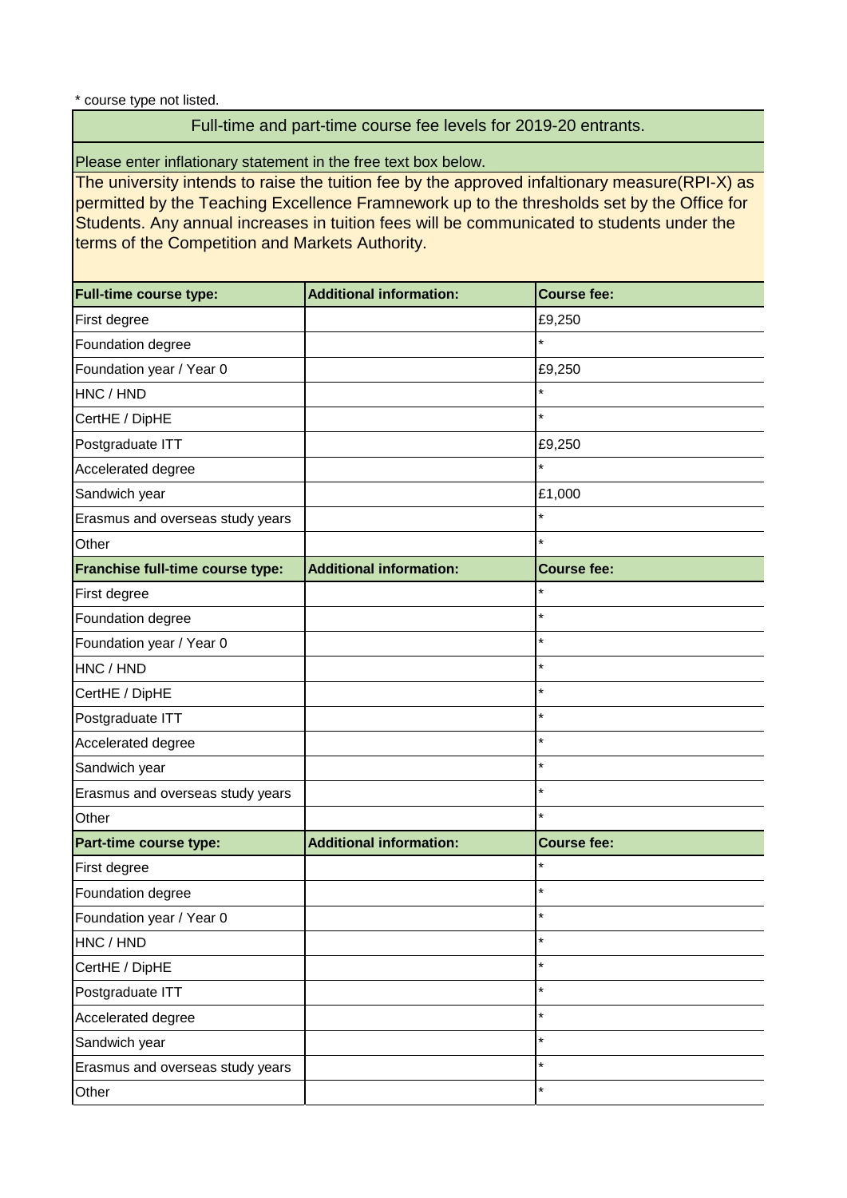* course type not listed.

## Full-time and part-time course fee levels for 2019-20 entrants.

Please enter inflationary statement in the free text box below.

The university intends to raise the tuition fee by the approved infaltionary measure(RPI-X) as permitted by the Teaching Excellence Framnework up to the thresholds set by the Office for Students. Any annual increases in tuition fees will be communicated to students under the terms of the Competition and Markets Authority.

| Full-time course type: | Additional information: | Course fee: |
|---|---|---|
| First degree | | £9,250 |
| Foundation degree | | * |
| Foundation year / Year 0 | | £9,250 |
| HNC / HND | | * |
| CertHE / DipHE | | * |
| Postgraduate ITT | | £9,250 |
| Accelerated degree | | * |
| Sandwich year | | £1,000 |
| Erasmus and overseas study years | | * |
| Other | | * |
| **Franchise full-time course type:** | **Additional information:** | **Course fee:** |
| First degree | | * |
| Foundation degree | | * |
| Foundation year / Year 0 | | * |
| HNC / HND | | * |
| CertHE / DipHE | | * |
| Postgraduate ITT | | * |
| Accelerated degree | | * |
| Sandwich year | | * |
| Erasmus and overseas study years | | * |
| Other | | * |
| **Part-time course type:** | **Additional information:** | **Course fee:** |
| First degree | | * |
| Foundation degree | | * |
| Foundation year / Year 0 | | * |
| HNC / HND | | * |
| CertHE / DipHE | | * |
| Postgraduate ITT | | * |
| Accelerated degree | | * |
| Sandwich year | | * |
| Erasmus and overseas study years | | * |
| Other | | * |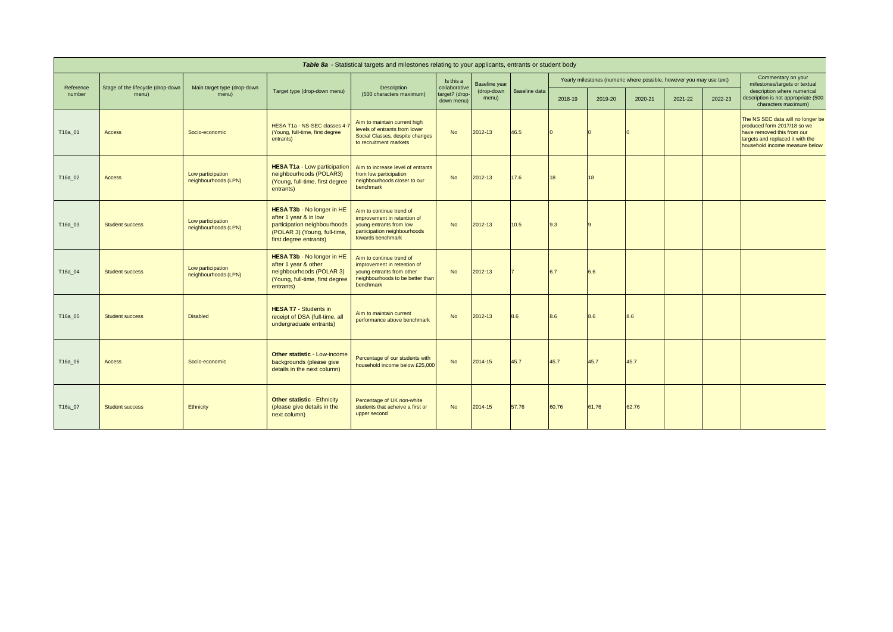| *Table 8a* - Statistical targets and milestones relating to your applicants, entrants or student body | | | | | | | | | | | | | |
|---|---|---|---|---|---|---|---|---|---|---|---|---|---|
| Reference number | Stage of the lifecycle (drop-down menu) | Main target type (drop-down menu) | Target type (drop-down menu) | Description (500 characters maximum) | Is this a collaborative target? (drop-down menu) | Baseline year (drop-down menu) | Baseline data | Yearly milestones (numeric where possible, however you may use text) | | | | | Commentary on your milestones/targets or textual description where numerical description is not appropriate (500 characters maximum) |
| | | | | | | | | 2018-19 | 2019-20 | 2020-21 | 2021-22 | 2022-23 | |
| T16a_01 | Access | Socio-economic | HESA T1a - NS-SEC classes 4-7 (Young, full-time, first degree entrants) | Aim to maintain current high levels of entrants from lower Social Classes, despite changes to recruitment markets | No | 2012-13 | 46.5 | 0 | 0 | 0 | | | The NS SEC data will no longer be produced form 2017/18 so we have removed this from our targets and replaced it with the household income measure below |
| T16a_02 | Access | Low participation neighbourhoods (LPN) | **HESA T1a** - Low participation neighbourhoods (POLAR3) (Young, full-time, first degree entrants) | Aim to increase level of entrants from low participation neighbourhoods closer to our benchmark | No | 2012-13 | 17.6 | 18 | 18 | | | | |
| T16a_03 | Student success | Low participation neighbourhoods (LPN) | **HESA T3b** - No longer in HE after 1 year & in low participation neighbourhoods (POLAR 3) (Young, full-time, first degree entrants) | Aim to continue trend of improvement in retention of young entrants from low participation neighbourhoods towards benchmark | No | 2012-13 | 10.5 | 9.3 | 9 | | | | |
| T16a_04 | Student success | Low participation neighbourhoods (LPN) | **HESA T3b** - No longer in HE after 1 year & other neighbourhoods (POLAR 3) (Young, full-time, first degree entrants) | Aim to continue trend of improvement in retention of young entrants from other neighbourhoods to be better than benchmark | No | 2012-13 | 7 | 6.7 | 6.6 | | | | |
| T16a_05 | Student success | Disabled | **HESA T7** - Students in receipt of DSA (full-time, all undergraduate entrants) | Aim to maintain current performance above benchmark | No | 2012-13 | 8.6 | 8.6 | 8.6 | 8.6 | | | |
| T16a_06 | Access | Socio-economic | **Other statistic** - Low-income backgrounds (please give details in the next column) | Percentage of our students with household income below £25,000 | No | 2014-15 | 45.7 | 45.7 | 45.7 | 45.7 | | | |
| T16a_07 | Student success | Ethnicity | **Other statistic** - Ethnicity (please give details in the next column) | Percentage of UK non-white students that acheive a first or upper second | No | 2014-15 | 57.76 | 60.76 | 61.76 | 62.76 | | | |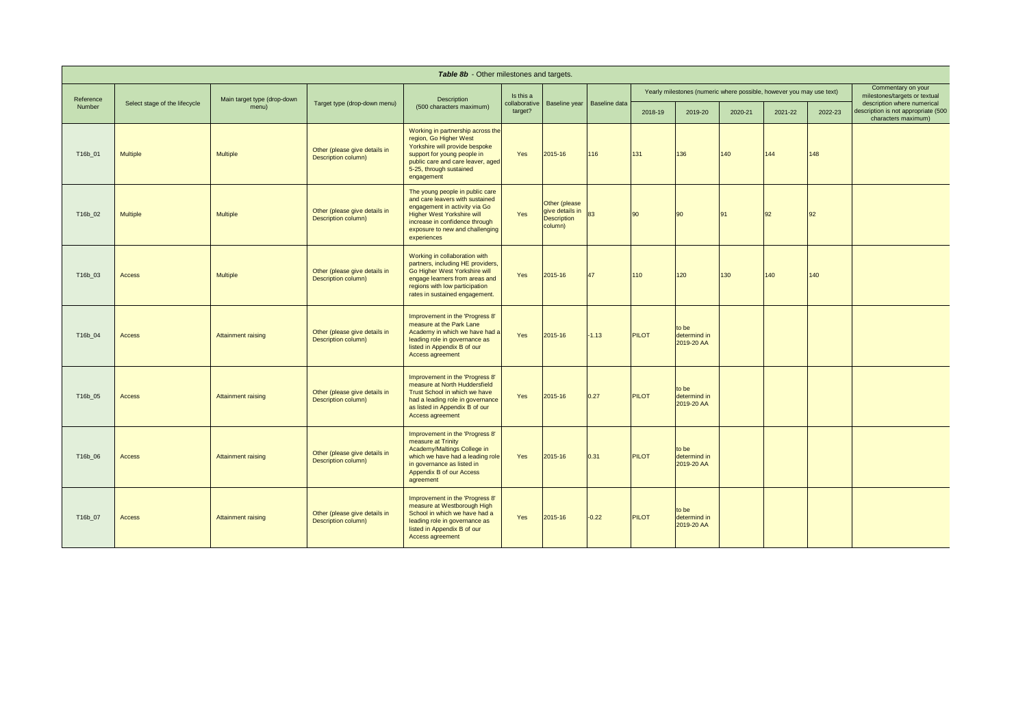**Table 8b** - Other milestones and targets.

| Reference Number | Select stage of the lifecycle | Main target type (drop-down menu) | Target type (drop-down menu) | Description (500 characters maximum) | Is this a collaborative target? | Baseline year | Baseline data | Yearly milestones (numeric where possible, however you may use text) | | | | | Commentary on your milestones/targets or textual description where numerical description is not appropriate (500 characters maximum) |
|---|---|---|---|---|---|---|---|---|---|---|---|---|---|
| | | | | | | | | 2018-19 | 2019-20 | 2020-21 | 2021-22 | 2022-23 | |
| T16b_01 | Multiple | Multiple | Other (please give details in Description column) | Working in partnership across the region, Go Higher West Yorkshire will provide bespoke support for young people in public care and care leaver, aged 5-25, through sustained engagement | Yes | 2015-16 | 116 | 131 | 136 | 140 | 144 | 148 | |
| T16b_02 | Multiple | Multiple | Other (please give details in Description column) | The young people in public care and care leavers with sustained engagement in activity via Go Higher West Yorkshire will increase in confidence through exposure to new and challenging experiences | Yes | Other (please give details in Description column) | 83 | 90 | 90 | 91 | 92 | 92 | |
| T16b_03 | Access | Multiple | Other (please give details in Description column) | Working in collaboration with partners, including HE providers, Go Higher West Yorkshire will engage learners from areas and regions with low participation rates in sustained engagement. | Yes | 2015-16 | 47 | 110 | 120 | 130 | 140 | 140 | |
| T16b_04 | Access | Attainment raising | Other (please give details in Description column) | Improvement in the 'Progress 8' measure at the Park Lane Academy in which we have had a leading role in governance as listed in Appendix B of our Access agreement | Yes | 2015-16 | -1.13 | PILOT | to be determind in 2019-20 AA | | | | |
| T16b_05 | Access | Attainment raising | Other (please give details in Description column) | Improvement in the 'Progress 8' measure at North Huddersfield Trust School in which we have had a leading role in governance as listed in Appendix B of our Access agreement | Yes | 2015-16 | 0.27 | PILOT | to be determind in 2019-20 AA | | | | |
| T16b_06 | Access | Attainment raising | Other (please give details in Description column) | Improvement in the 'Progress 8' measure at Trinity Academy/Maltings College in which we have had a leading role in governance as listed in Appendix B of our Access agreement | Yes | 2015-16 | 0.31 | PILOT | to be determind in 2019-20 AA | | | | |
| T16b_07 | Access | Attainment raising | Other (please give details in Description column) | Improvement in the 'Progress 8' measure at Westborough High School in which we have had a leading role in governance as listed in Appendix B of our Access agreement | Yes | 2015-16 | -0.22 | PILOT | to be determind in 2019-20 AA | | | | |